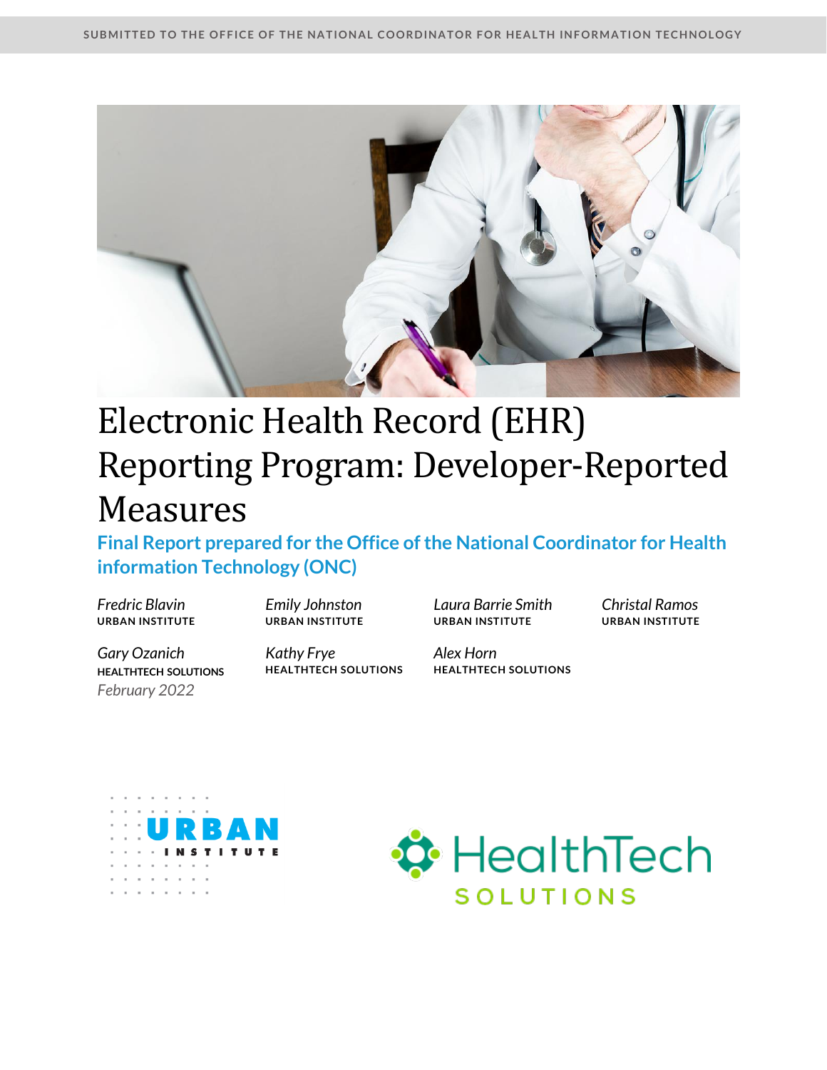SUBMITTED TO THE OFFICE OF THE NATIONAL COORDINATOR FOR HEALTH INFORMATION TECHNOLOGY

# Electronic Health Record (EHR) Reporting Program: Developer-Reported Measures

## Final Report prepared for the Office of the National Coordinator for Health information Technology (ONC)

*Fredric Blavin*
**URBAN INSTITUTE**

*Emily Johnston*
**URBAN INSTITUTE**

*Laura Barrie Smith*
**URBAN INSTITUTE**

*Christal Ramos*
**URBAN INSTITUTE**

*Gary Ozanich*
**HEALTHTECH SOLUTIONS**

*Kathy Frye*
**HEALTHTECH SOLUTIONS**

*Alex Horn*
**HEALTHTECH SOLUTIONS**

*February 2022*

URBAN INSTITUTE

HealthTech SOLUTIONS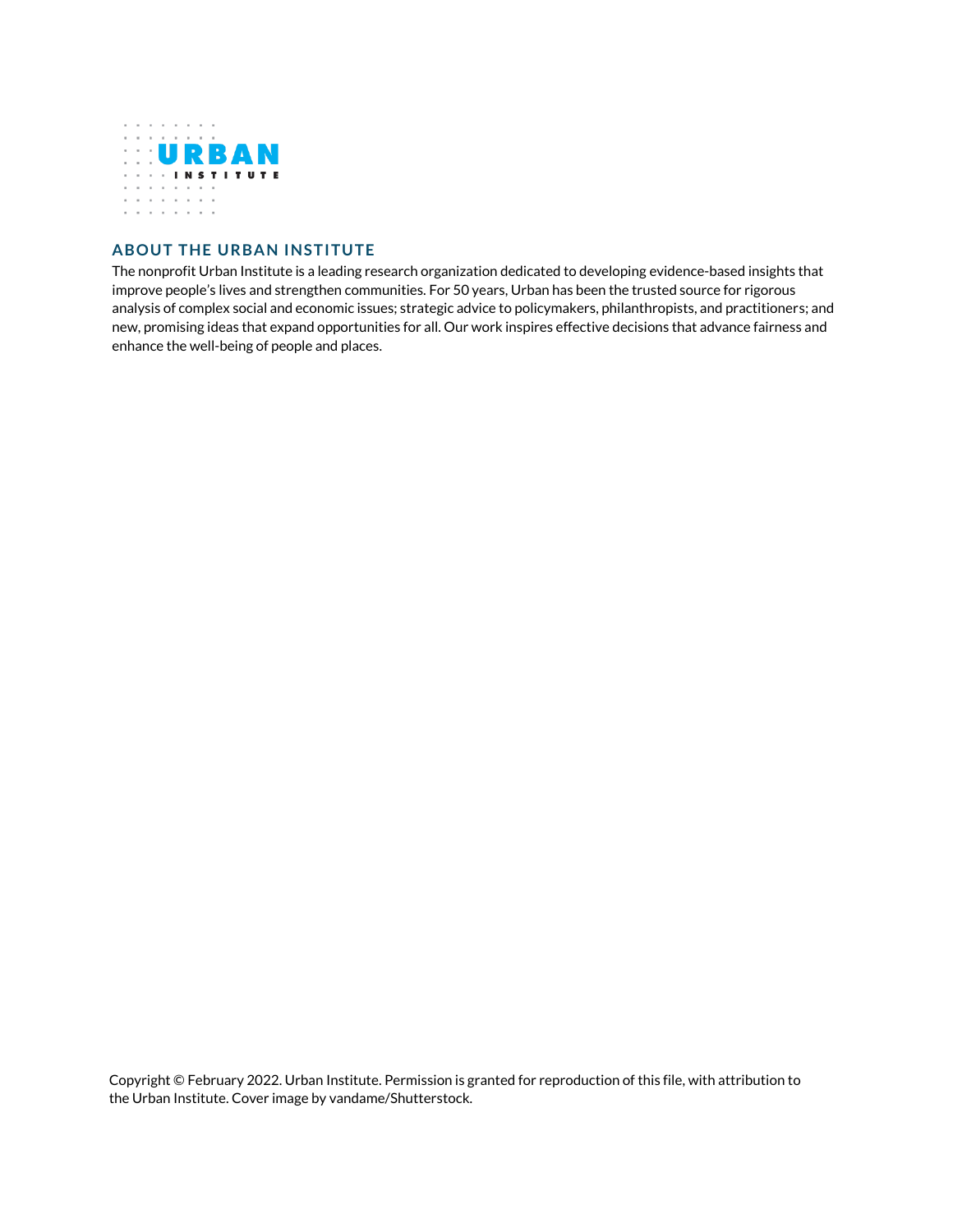## ABOUT THE URBAN INSTITUTE

The nonprofit Urban Institute is a leading research organization dedicated to developing evidence-based insights that improve people's lives and strengthen communities. For 50 years, Urban has been the trusted source for rigorous analysis of complex social and economic issues; strategic advice to policymakers, philanthropists, and practitioners; and new, promising ideas that expand opportunities for all. Our work inspires effective decisions that advance fairness and enhance the well-being of people and places.

Copyright © February 2022. Urban Institute. Permission is granted for reproduction of this file, with attribution to the Urban Institute. Cover image by vandame/Shutterstock.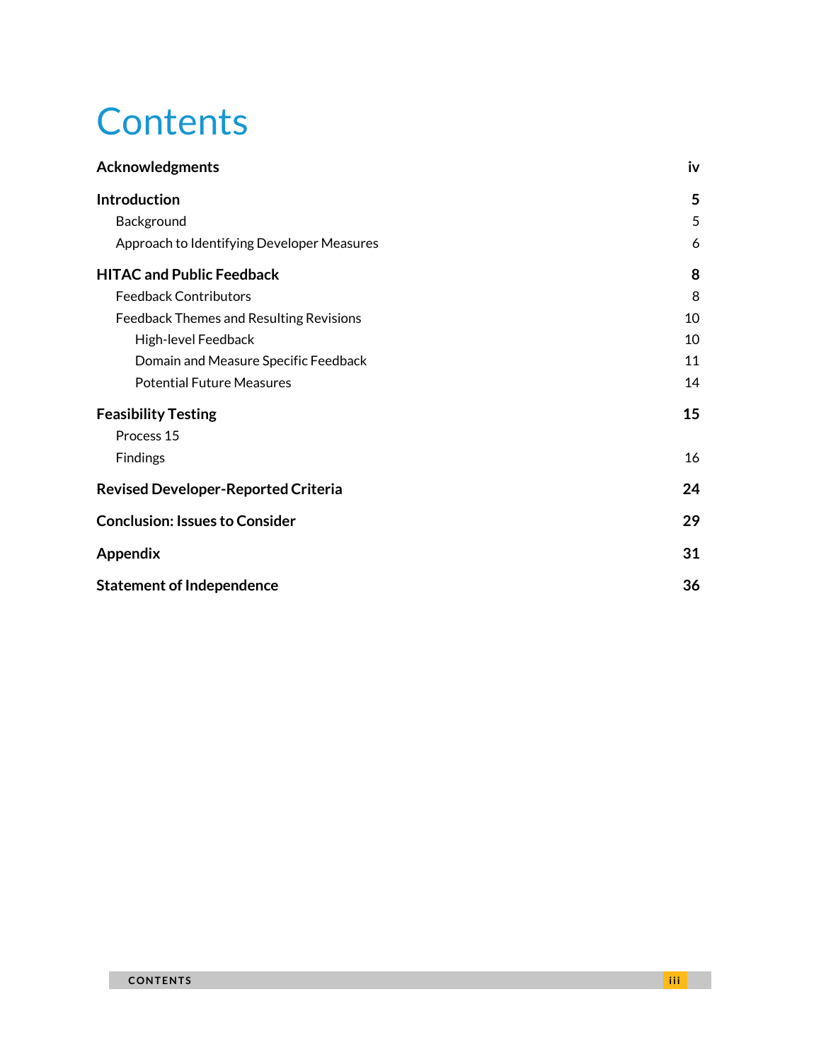# Contents

| | |
|---|---|
| **Acknowledgments** | **iv** |
| **Introduction** | **5** |
| Background | 5 |
| Approach to Identifying Developer Measures | 6 |
| **HITAC and Public Feedback** | **8** |
| Feedback Contributors | 8 |
| Feedback Themes and Resulting Revisions | 10 |
| High-level Feedback | 10 |
| Domain and Measure Specific Feedback | 11 |
| Potential Future Measures | 14 |
| **Feasibility Testing** | **15** |
| Process 15 | |
| Findings | 16 |
| **Revised Developer-Reported Criteria** | **24** |
| **Conclusion: Issues to Consider** | **29** |
| **Appendix** | **31** |
| **Statement of Independence** | **36** |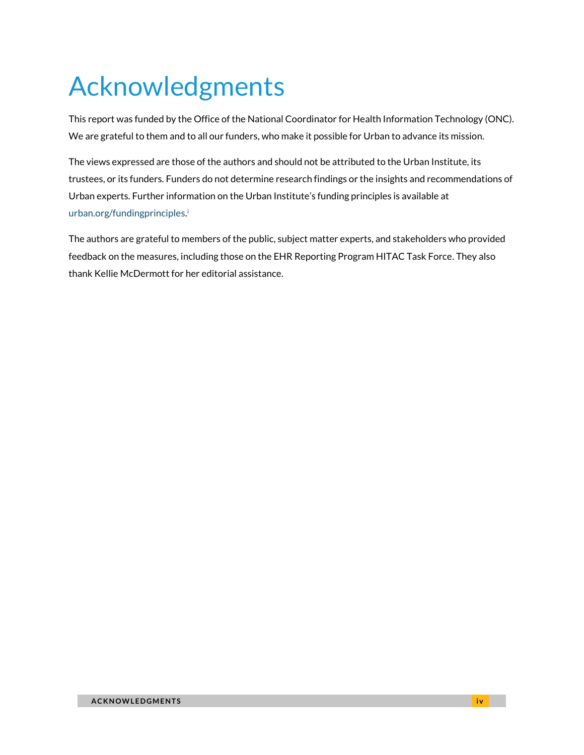# Acknowledgments

This report was funded by the Office of the National Coordinator for Health Information Technology (ONC). We are grateful to them and to all our funders, who make it possible for Urban to advance its mission.

The views expressed are those of the authors and should not be attributed to the Urban Institute, its trustees, or its funders. Funders do not determine research findings or the insights and recommendations of Urban experts. Further information on the Urban Institute's funding principles is available at urban.org/fundingprinciples.[i]

The authors are grateful to members of the public, subject matter experts, and stakeholders who provided feedback on the measures, including those on the EHR Reporting Program HITAC Task Force. They also thank Kellie McDermott for her editorial assistance.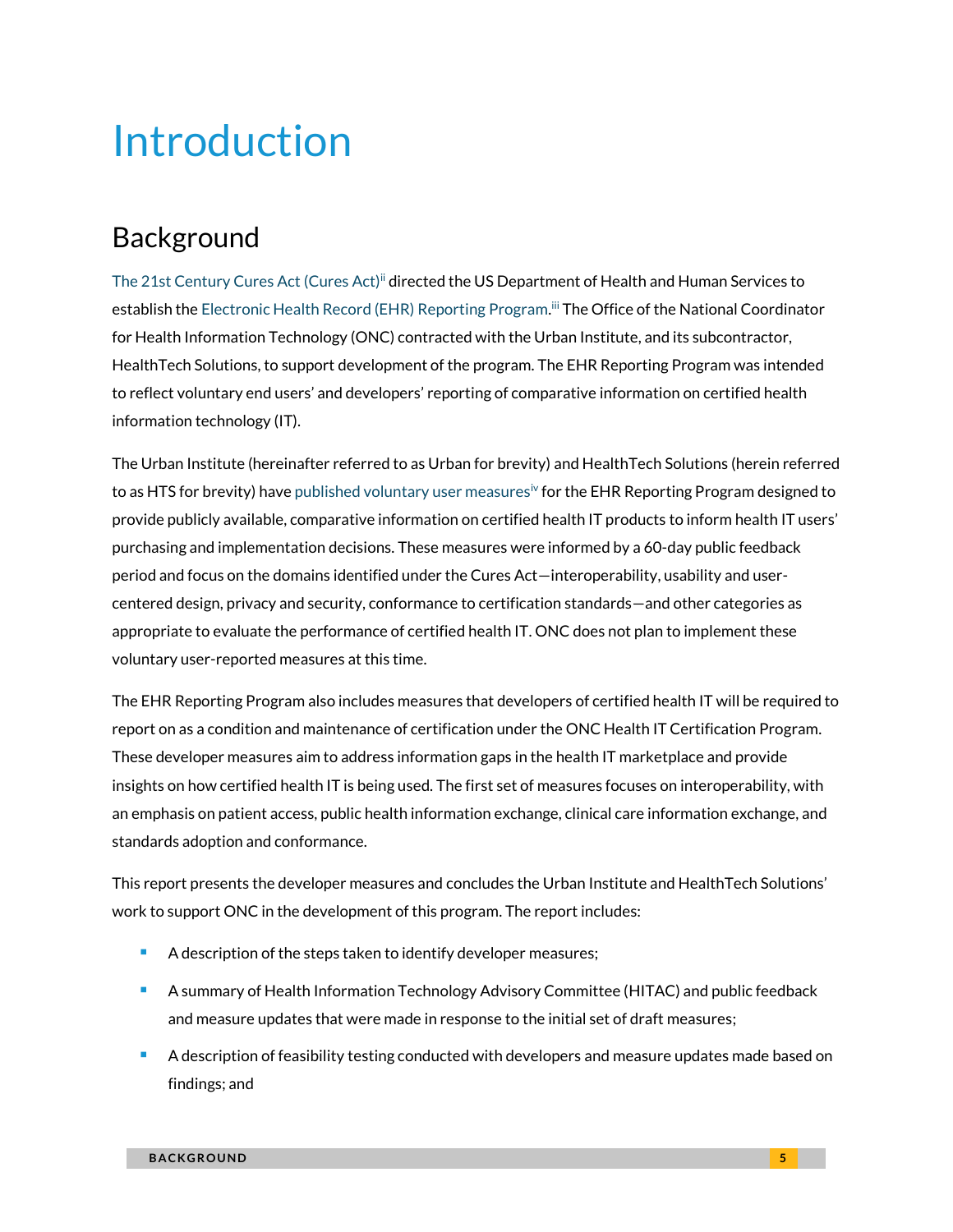# Introduction

## Background

The 21st Century Cures Act (Cures Act)[ii] directed the US Department of Health and Human Services to establish the Electronic Health Record (EHR) Reporting Program.[iii] The Office of the National Coordinator for Health Information Technology (ONC) contracted with the Urban Institute, and its subcontractor, HealthTech Solutions, to support development of the program. The EHR Reporting Program was intended to reflect voluntary end users' and developers' reporting of comparative information on certified health information technology (IT).

The Urban Institute (hereinafter referred to as Urban for brevity) and HealthTech Solutions (herein referred to as HTS for brevity) have published voluntary user measures[iv] for the EHR Reporting Program designed to provide publicly available, comparative information on certified health IT products to inform health IT users' purchasing and implementation decisions. These measures were informed by a 60-day public feedback period and focus on the domains identified under the Cures Act—interoperability, usability and user-centered design, privacy and security, conformance to certification standards—and other categories as appropriate to evaluate the performance of certified health IT. ONC does not plan to implement these voluntary user-reported measures at this time.

The EHR Reporting Program also includes measures that developers of certified health IT will be required to report on as a condition and maintenance of certification under the ONC Health IT Certification Program. These developer measures aim to address information gaps in the health IT marketplace and provide insights on how certified health IT is being used. The first set of measures focuses on interoperability, with an emphasis on patient access, public health information exchange, clinical care information exchange, and standards adoption and conformance.

This report presents the developer measures and concludes the Urban Institute and HealthTech Solutions' work to support ONC in the development of this program. The report includes:

- A description of the steps taken to identify developer measures;
- A summary of Health Information Technology Advisory Committee (HITAC) and public feedback and measure updates that were made in response to the initial set of draft measures;
- A description of feasibility testing conducted with developers and measure updates made based on findings; and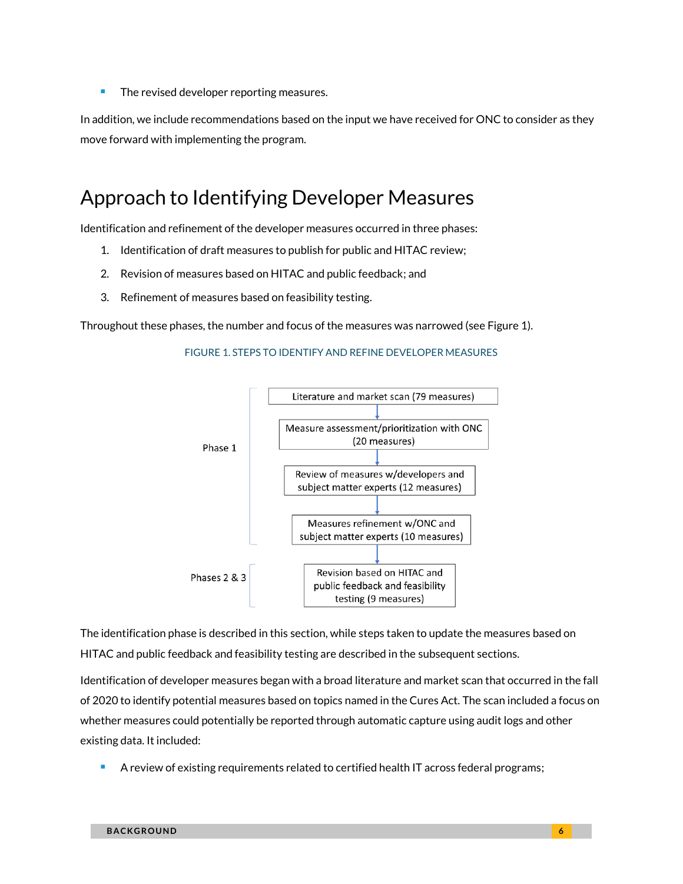- The revised developer reporting measures.

In addition, we include recommendations based on the input we have received for ONC to consider as they move forward with implementing the program.

# Approach to Identifying Developer Measures

Identification and refinement of the developer measures occurred in three phases:

1. Identification of draft measures to publish for public and HITAC review;
2. Revision of measures based on HITAC and public feedback; and
3. Refinement of measures based on feasibility testing.

Throughout these phases, the number and focus of the measures was narrowed (see Figure 1).

FIGURE 1. STEPS TO IDENTIFY AND REFINE DEVELOPER MEASURES

Phase 1:

- Literature and market scan (79 measures)
- Measure assessment/prioritization with ONC (20 measures)
- Review of measures w/developers and subject matter experts (12 measures)
- Measures refinement w/ONC and subject matter experts (10 measures)

Phases 2 & 3:

- Revision based on HITAC and public feedback and feasibility testing (9 measures)

The identification phase is described in this section, while steps taken to update the measures based on HITAC and public feedback and feasibility testing are described in the subsequent sections.

Identification of developer measures began with a broad literature and market scan that occurred in the fall of 2020 to identify potential measures based on topics named in the Cures Act. The scan included a focus on whether measures could potentially be reported through automatic capture using audit logs and other existing data. It included:

- A review of existing requirements related to certified health IT across federal programs;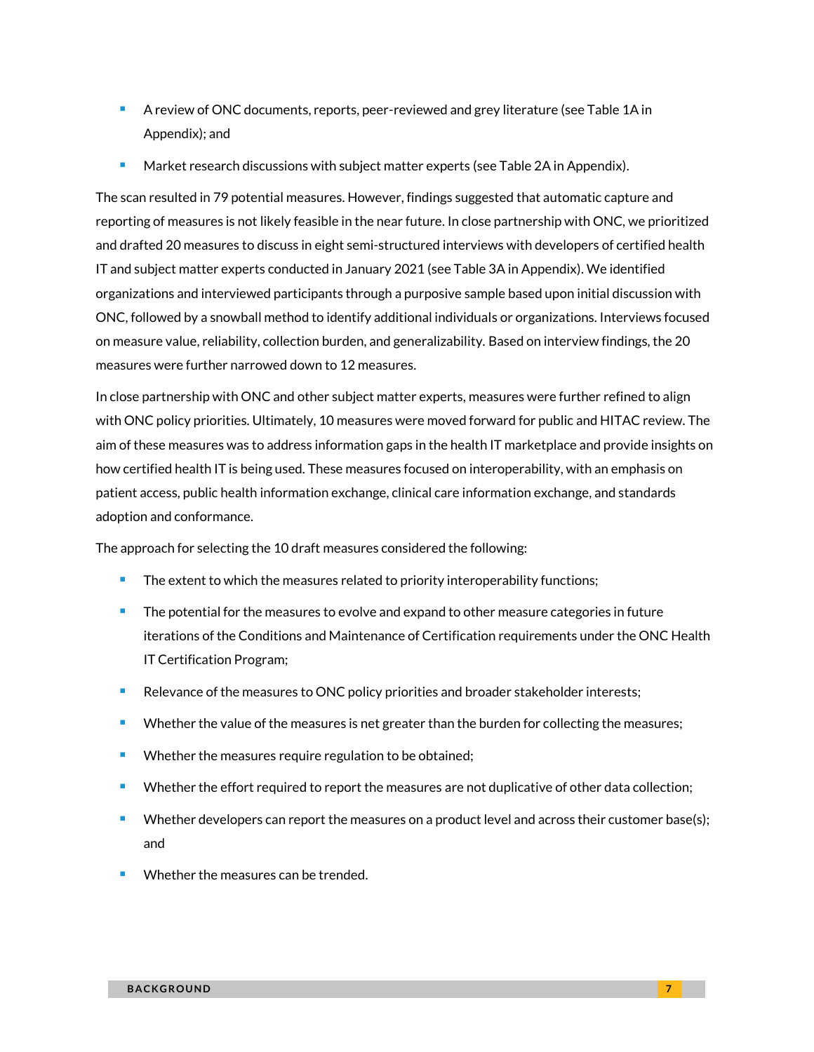- A review of ONC documents, reports, peer-reviewed and grey literature (see Table 1A in Appendix); and
- Market research discussions with subject matter experts (see Table 2A in Appendix).

The scan resulted in 79 potential measures. However, findings suggested that automatic capture and reporting of measures is not likely feasible in the near future. In close partnership with ONC, we prioritized and drafted 20 measures to discuss in eight semi-structured interviews with developers of certified health IT and subject matter experts conducted in January 2021 (see Table 3A in Appendix). We identified organizations and interviewed participants through a purposive sample based upon initial discussion with ONC, followed by a snowball method to identify additional individuals or organizations. Interviews focused on measure value, reliability, collection burden, and generalizability. Based on interview findings, the 20 measures were further narrowed down to 12 measures.

In close partnership with ONC and other subject matter experts, measures were further refined to align with ONC policy priorities. Ultimately, 10 measures were moved forward for public and HITAC review. The aim of these measures was to address information gaps in the health IT marketplace and provide insights on how certified health IT is being used. These measures focused on interoperability, with an emphasis on patient access, public health information exchange, clinical care information exchange, and standards adoption and conformance.

The approach for selecting the 10 draft measures considered the following:

- The extent to which the measures related to priority interoperability functions;
- The potential for the measures to evolve and expand to other measure categories in future iterations of the Conditions and Maintenance of Certification requirements under the ONC Health IT Certification Program;
- Relevance of the measures to ONC policy priorities and broader stakeholder interests;
- Whether the value of the measures is net greater than the burden for collecting the measures;
- Whether the measures require regulation to be obtained;
- Whether the effort required to report the measures are not duplicative of other data collection;
- Whether developers can report the measures on a product level and across their customer base(s); and
- Whether the measures can be trended.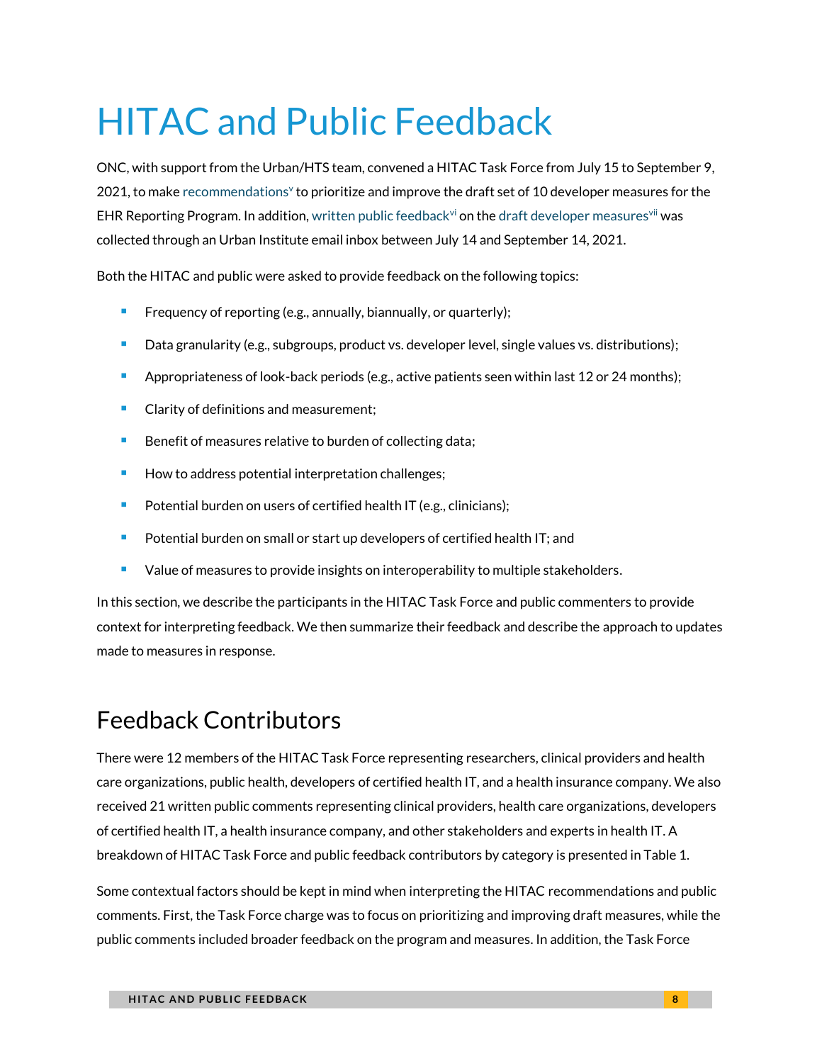# HITAC and Public Feedback

ONC, with support from the Urban/HTS team, convened a HITAC Task Force from July 15 to September 9, 2021, to make recommendations[v] to prioritize and improve the draft set of 10 developer measures for the EHR Reporting Program. In addition, written public feedback[vi] on the draft developer measures[vii] was collected through an Urban Institute email inbox between July 14 and September 14, 2021.

Both the HITAC and public were asked to provide feedback on the following topics:

- Frequency of reporting (e.g., annually, biannually, or quarterly);
- Data granularity (e.g., subgroups, product vs. developer level, single values vs. distributions);
- Appropriateness of look-back periods (e.g., active patients seen within last 12 or 24 months);
- Clarity of definitions and measurement;
- Benefit of measures relative to burden of collecting data;
- How to address potential interpretation challenges;
- Potential burden on users of certified health IT (e.g., clinicians);
- Potential burden on small or start up developers of certified health IT; and
- Value of measures to provide insights on interoperability to multiple stakeholders.

In this section, we describe the participants in the HITAC Task Force and public commenters to provide context for interpreting feedback. We then summarize their feedback and describe the approach to updates made to measures in response.

## Feedback Contributors

There were 12 members of the HITAC Task Force representing researchers, clinical providers and health care organizations, public health, developers of certified health IT, and a health insurance company. We also received 21 written public comments representing clinical providers, health care organizations, developers of certified health IT, a health insurance company, and other stakeholders and experts in health IT. A breakdown of HITAC Task Force and public feedback contributors by category is presented in Table 1.

Some contextual factors should be kept in mind when interpreting the HITAC recommendations and public comments. First, the Task Force charge was to focus on prioritizing and improving draft measures, while the public comments included broader feedback on the program and measures. In addition, the Task Force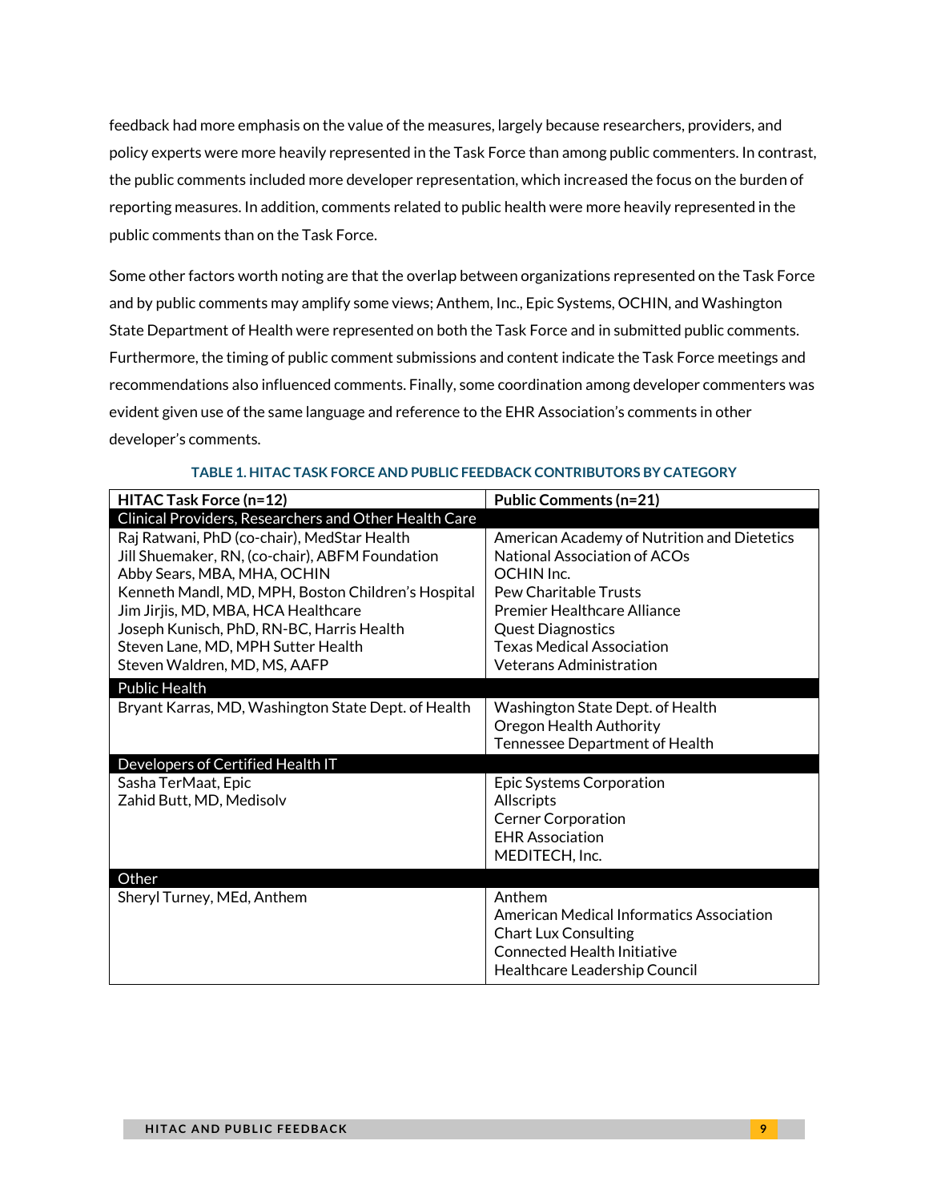feedback had more emphasis on the value of the measures, largely because researchers, providers, and policy experts were more heavily represented in the Task Force than among public commenters. In contrast, the public comments included more developer representation, which increased the focus on the burden of reporting measures. In addition, comments related to public health were more heavily represented in the public comments than on the Task Force.

Some other factors worth noting are that the overlap between organizations represented on the Task Force and by public comments may amplify some views; Anthem, Inc., Epic Systems, OCHIN, and Washington State Department of Health were represented on both the Task Force and in submitted public comments. Furthermore, the timing of public comment submissions and content indicate the Task Force meetings and recommendations also influenced comments. Finally, some coordination among developer commenters was evident given use of the same language and reference to the EHR Association's comments in other developer's comments.

**TABLE 1. HITAC TASK FORCE AND PUBLIC FEEDBACK CONTRIBUTORS BY CATEGORY**

| HITAC Task Force (n=12) | Public Comments (n=21) |
|---|---|
| **Clinical Providers, Researchers and Other Health Care** | |
| Raj Ratwani, PhD (co-chair), MedStar Health<br>Jill Shuemaker, RN, (co-chair), ABFM Foundation<br>Abby Sears, MBA, MHA, OCHIN<br>Kenneth Mandl, MD, MPH, Boston Children's Hospital<br>Jim Jirjis, MD, MBA, HCA Healthcare<br>Joseph Kunisch, PhD, RN-BC, Harris Health<br>Steven Lane, MD, MPH Sutter Health<br>Steven Waldren, MD, MS, AAFP | American Academy of Nutrition and Dietetics<br>National Association of ACOs<br>OCHIN Inc.<br>Pew Charitable Trusts<br>Premier Healthcare Alliance<br>Quest Diagnostics<br>Texas Medical Association<br>Veterans Administration |
| **Public Health** | |
| Bryant Karras, MD, Washington State Dept. of Health | Washington State Dept. of Health<br>Oregon Health Authority<br>Tennessee Department of Health |
| **Developers of Certified Health IT** | |
| Sasha TerMaat, Epic<br>Zahid Butt, MD, Medisolv | Epic Systems Corporation<br>Allscripts<br>Cerner Corporation<br>EHR Association<br>MEDITECH, Inc. |
| **Other** | |
| Sheryl Turney, MEd, Anthem | Anthem<br>American Medical Informatics Association<br>Chart Lux Consulting<br>Connected Health Initiative<br>Healthcare Leadership Council |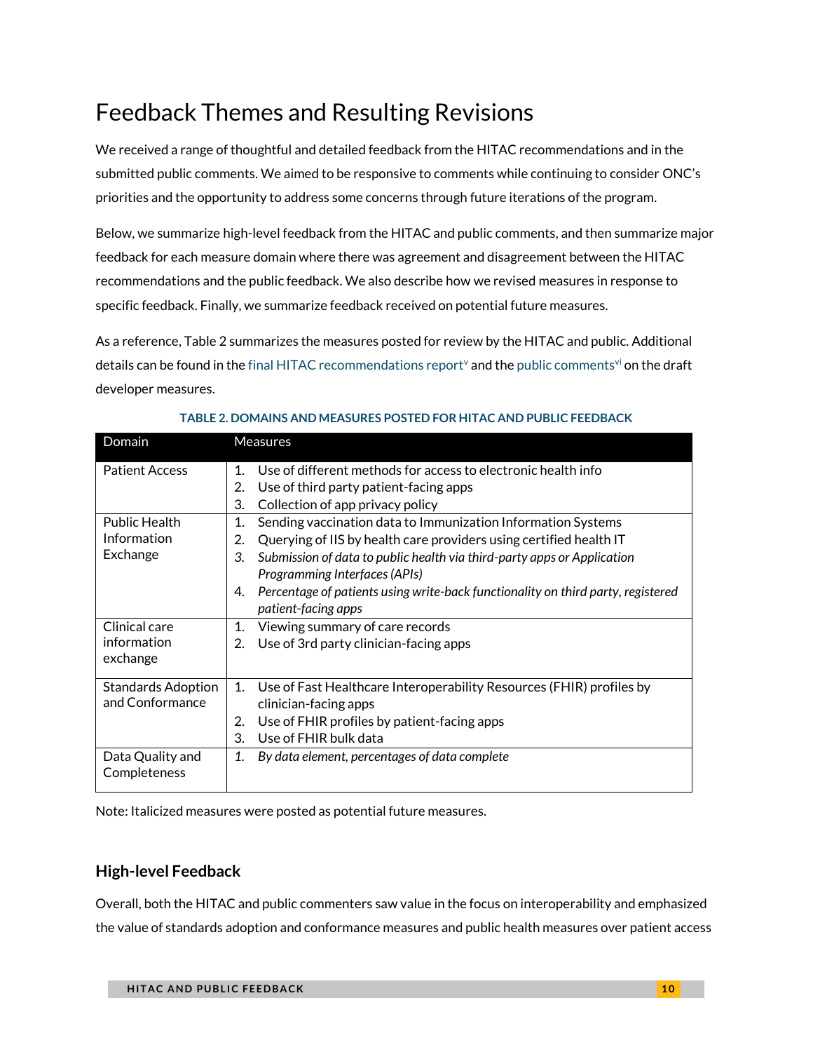# Feedback Themes and Resulting Revisions

We received a range of thoughtful and detailed feedback from the HITAC recommendations and in the submitted public comments. We aimed to be responsive to comments while continuing to consider ONC's priorities and the opportunity to address some concerns through future iterations of the program.

Below, we summarize high-level feedback from the HITAC and public comments, and then summarize major feedback for each measure domain where there was agreement and disagreement between the HITAC recommendations and the public feedback. We also describe how we revised measures in response to specific feedback. Finally, we summarize feedback received on potential future measures.

As a reference, Table 2 summarizes the measures posted for review by the HITAC and public. Additional details can be found in the final HITAC recommendations report[v] and the public comments[vi] on the draft developer measures.

**TABLE 2. DOMAINS AND MEASURES POSTED FOR HITAC AND PUBLIC FEEDBACK**

| Domain | Measures |
|---|---|
| Patient Access | 1. Use of different methods for access to electronic health info<br>2. Use of third party patient-facing apps<br>3. Collection of app privacy policy |
| Public Health Information Exchange | 1. Sending vaccination data to Immunization Information Systems<br>2. Querying of IIS by health care providers using certified health IT<br>3. *Submission of data to public health via third-party apps or Application Programming Interfaces (APIs)*<br>4. *Percentage of patients using write-back functionality on third party, registered patient-facing apps* |
| Clinical care information exchange | 1. Viewing summary of care records<br>2. Use of 3rd party clinician-facing apps |
| Standards Adoption and Conformance | 1. Use of Fast Healthcare Interoperability Resources (FHIR) profiles by clinician-facing apps<br>2. Use of FHIR profiles by patient-facing apps<br>3. Use of FHIR bulk data |
| Data Quality and Completeness | 1. *By data element, percentages of data complete* |

Note: Italicized measures were posted as potential future measures.

## High-level Feedback

Overall, both the HITAC and public commenters saw value in the focus on interoperability and emphasized the value of standards adoption and conformance measures and public health measures over patient access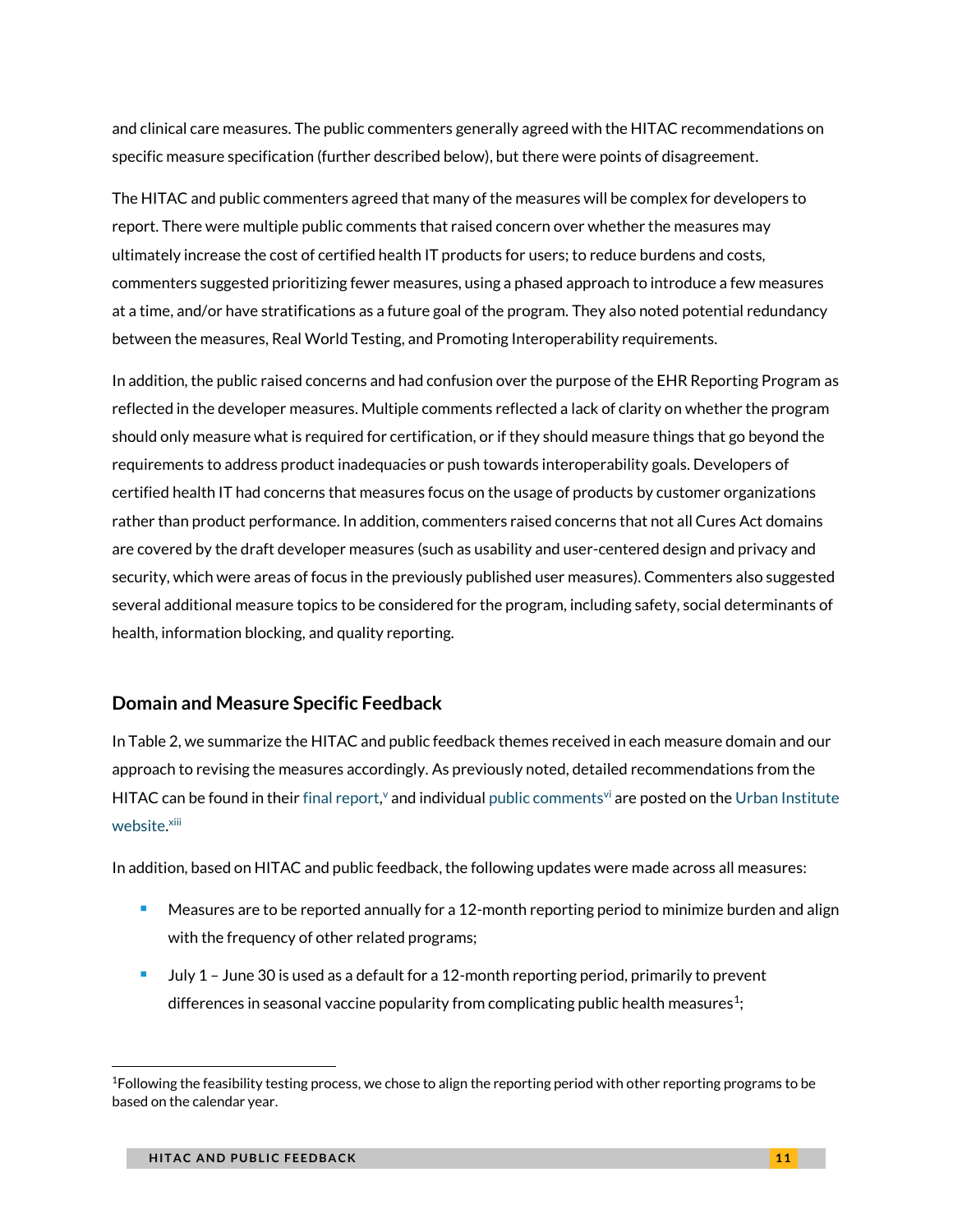and clinical care measures. The public commenters generally agreed with the HITAC recommendations on specific measure specification (further described below), but there were points of disagreement.

The HITAC and public commenters agreed that many of the measures will be complex for developers to report. There were multiple public comments that raised concern over whether the measures may ultimately increase the cost of certified health IT products for users; to reduce burdens and costs, commenters suggested prioritizing fewer measures, using a phased approach to introduce a few measures at a time, and/or have stratifications as a future goal of the program. They also noted potential redundancy between the measures, Real World Testing, and Promoting Interoperability requirements.

In addition, the public raised concerns and had confusion over the purpose of the EHR Reporting Program as reflected in the developer measures. Multiple comments reflected a lack of clarity on whether the program should only measure what is required for certification, or if they should measure things that go beyond the requirements to address product inadequacies or push towards interoperability goals. Developers of certified health IT had concerns that measures focus on the usage of products by customer organizations rather than product performance. In addition, commenters raised concerns that not all Cures Act domains are covered by the draft developer measures (such as usability and user-centered design and privacy and security, which were areas of focus in the previously published user measures). Commenters also suggested several additional measure topics to be considered for the program, including safety, social determinants of health, information blocking, and quality reporting.

## Domain and Measure Specific Feedback

In Table 2, we summarize the HITAC and public feedback themes received in each measure domain and our approach to revising the measures accordingly. As previously noted, detailed recommendations from the HITAC can be found in their final report,[v] and individual public comments[vi] are posted on the Urban Institute website.[xiii]

In addition, based on HITAC and public feedback, the following updates were made across all measures:

- Measures are to be reported annually for a 12-month reporting period to minimize burden and align with the frequency of other related programs;
- July 1 – June 30 is used as a default for a 12-month reporting period, primarily to prevent differences in seasonal vaccine popularity from complicating public health measures[1];

[1]Following the feasibility testing process, we chose to align the reporting period with other reporting programs to be based on the calendar year.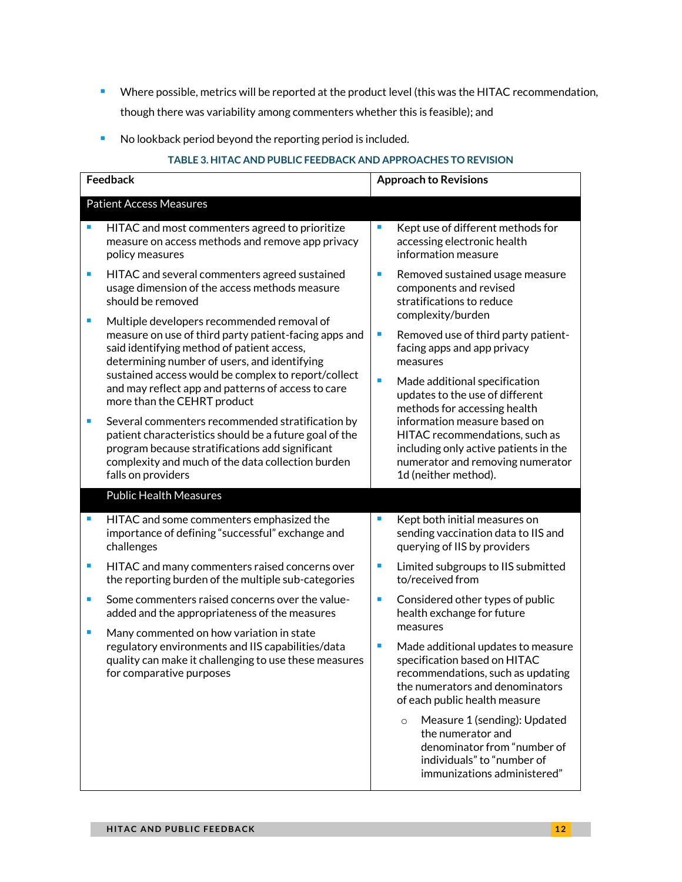- Where possible, metrics will be reported at the product level (this was the HITAC recommendation, though there was variability among commenters whether this is feasible); and
- No lookback period beyond the reporting period is included.

**TABLE 3. HITAC AND PUBLIC FEEDBACK AND APPROACHES TO REVISION**

| Feedback | Approach to Revisions |
|---|---|
| **Patient Access Measures** | |
| • HITAC and most commenters agreed to prioritize measure on access methods and remove app privacy policy measures<br>• HITAC and several commenters agreed sustained usage dimension of the access methods measure should be removed<br>• Multiple developers recommended removal of measure on use of third party patient-facing apps and said identifying method of patient access, determining number of users, and identifying sustained access would be complex to report/collect and may reflect app and patterns of access to care more than the CEHRT product<br>• Several commenters recommended stratification by patient characteristics should be a future goal of the program because stratifications add significant complexity and much of the data collection burden falls on providers | • Kept use of different methods for accessing electronic health information measure<br>• Removed sustained usage measure components and revised stratifications to reduce complexity/burden<br>• Removed use of third party patient-facing apps and app privacy measures<br>• Made additional specification updates to the use of different methods for accessing health information measure based on HITAC recommendations, such as including only active patients in the numerator and removing numerator 1d (neither method). |
| **Public Health Measures** | |
| • HITAC and some commenters emphasized the importance of defining "successful" exchange and challenges<br>• HITAC and many commenters raised concerns over the reporting burden of the multiple sub-categories<br>• Some commenters raised concerns over the value-added and the appropriateness of the measures<br>• Many commented on how variation in state regulatory environments and IIS capabilities/data quality can make it challenging to use these measures for comparative purposes | • Kept both initial measures on sending vaccination data to IIS and querying of IIS by providers<br>• Limited subgroups to IIS submitted to/received from<br>• Considered other types of public health exchange for future measures<br>• Made additional updates to measure specification based on HITAC recommendations, such as updating the numerators and denominators of each public health measure<br>&nbsp;&nbsp;&nbsp;&nbsp;○ Measure 1 (sending): Updated the numerator and denominator from "number of individuals" to "number of immunizations administered" |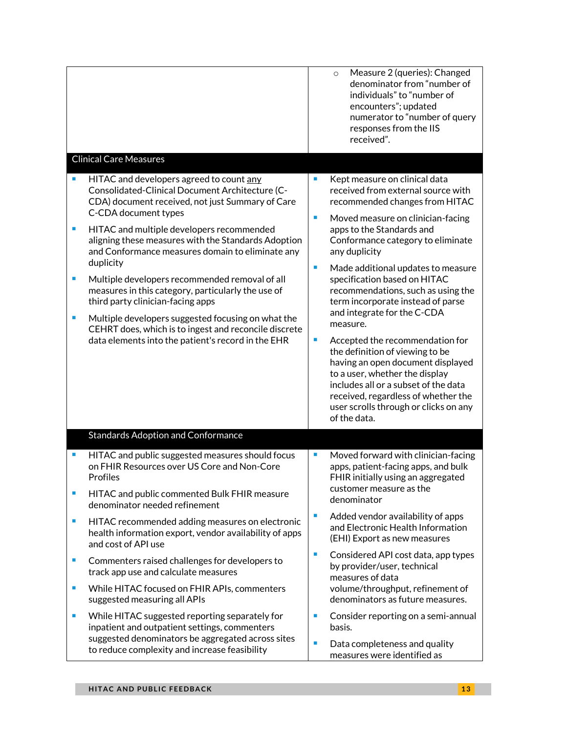| | |
|---|---|
| | ○ Measure 2 (queries): Changed denominator from "number of individuals" to "number of encounters"; updated numerator to "number of query responses from the IIS received". |
| **Clinical Care Measures** | |
| ▪ HITAC and developers agreed to count <u>any</u> Consolidated-Clinical Document Architecture (C-CDA) document received, not just Summary of Care C-CDA document types<br>▪ HITAC and multiple developers recommended aligning these measures with the Standards Adoption and Conformance measures domain to eliminate any duplicity<br>▪ Multiple developers recommended removal of all measures in this category, particularly the use of third party clinician-facing apps<br>▪ Multiple developers suggested focusing on what the CEHRT does, which is to ingest and reconcile discrete data elements into the patient's record in the EHR | ▪ Kept measure on clinical data received from external source with recommended changes from HITAC<br>▪ Moved measure on clinician-facing apps to the Standards and Conformance category to eliminate any duplicity<br>▪ Made additional updates to measure specification based on HITAC recommendations, such as using the term incorporate instead of parse and integrate for the C-CDA measure.<br>▪ Accepted the recommendation for the definition of viewing to be having an open document displayed to a user, whether the display includes all or a subset of the data received, regardless of whether the user scrolls through or clicks on any of the data. |
| **Standards Adoption and Conformance** | |
| ▪ HITAC and public suggested measures should focus on FHIR Resources over US Core and Non-Core Profiles<br>▪ HITAC and public commented Bulk FHIR measure denominator needed refinement<br>▪ HITAC recommended adding measures on electronic health information export, vendor availability of apps and cost of API use<br>▪ Commenters raised challenges for developers to track app use and calculate measures<br>▪ While HITAC focused on FHIR APIs, commenters suggested measuring all APIs<br>▪ While HITAC suggested reporting separately for inpatient and outpatient settings, commenters suggested denominators be aggregated across sites to reduce complexity and increase feasibility | ▪ Moved forward with clinician-facing apps, patient-facing apps, and bulk FHIR initially using an aggregated customer measure as the denominator<br>▪ Added vendor availability of apps and Electronic Health Information (EHI) Export as new measures<br>▪ Considered API cost data, app types by provider/user, technical measures of data volume/throughput, refinement of denominators as future measures.<br>▪ Consider reporting on a semi-annual basis.<br>▪ Data completeness and quality measures were identified as |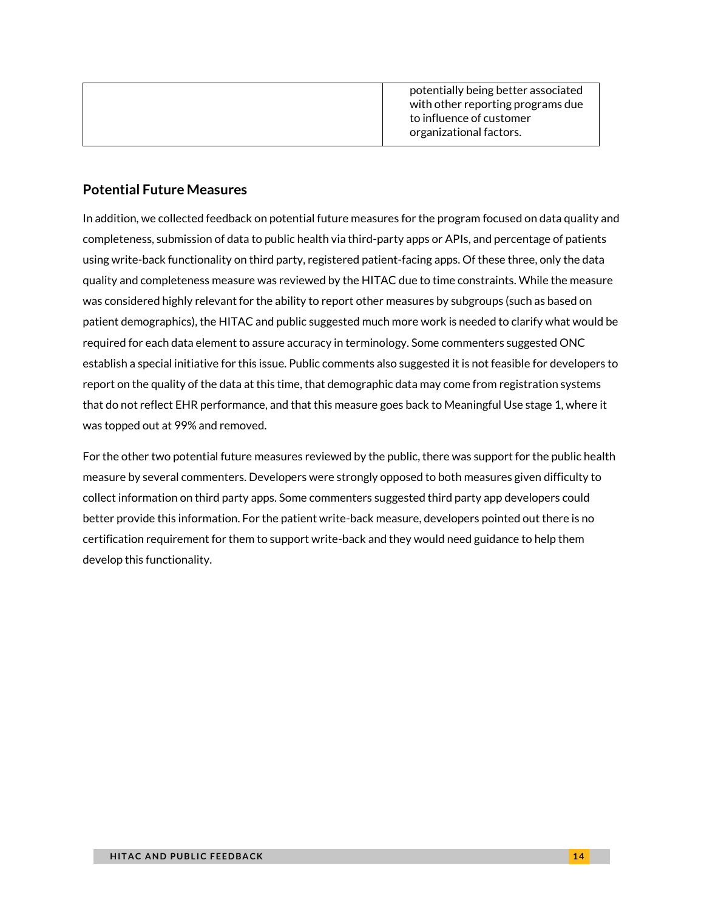| | |
|---|---|
| | potentially being better associated with other reporting programs due to influence of customer organizational factors. |

## Potential Future Measures

In addition, we collected feedback on potential future measures for the program focused on data quality and completeness, submission of data to public health via third-party apps or APIs, and percentage of patients using write-back functionality on third party, registered patient-facing apps. Of these three, only the data quality and completeness measure was reviewed by the HITAC due to time constraints. While the measure was considered highly relevant for the ability to report other measures by subgroups (such as based on patient demographics), the HITAC and public suggested much more work is needed to clarify what would be required for each data element to assure accuracy in terminology. Some commenters suggested ONC establish a special initiative for this issue. Public comments also suggested it is not feasible for developers to report on the quality of the data at this time, that demographic data may come from registration systems that do not reflect EHR performance, and that this measure goes back to Meaningful Use stage 1, where it was topped out at 99% and removed.

For the other two potential future measures reviewed by the public, there was support for the public health measure by several commenters. Developers were strongly opposed to both measures given difficulty to collect information on third party apps. Some commenters suggested third party app developers could better provide this information. For the patient write-back measure, developers pointed out there is no certification requirement for them to support write-back and they would need guidance to help them develop this functionality.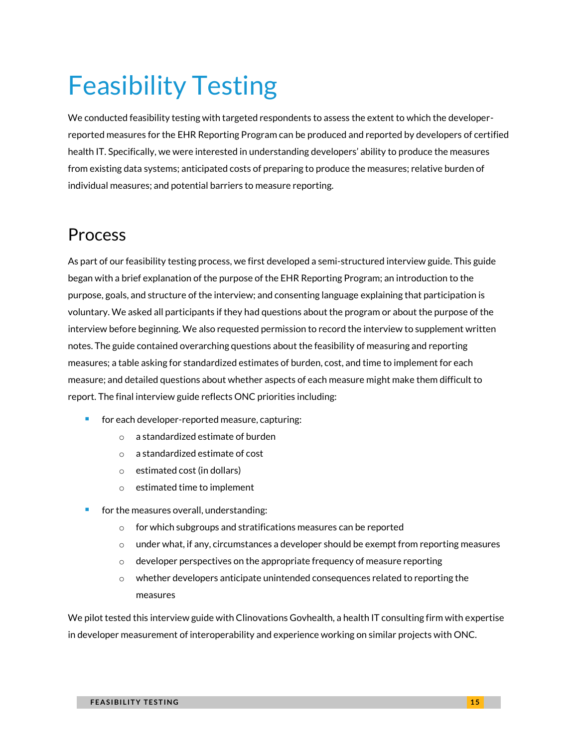# Feasibility Testing

We conducted feasibility testing with targeted respondents to assess the extent to which the developer-reported measures for the EHR Reporting Program can be produced and reported by developers of certified health IT. Specifically, we were interested in understanding developers' ability to produce the measures from existing data systems; anticipated costs of preparing to produce the measures; relative burden of individual measures; and potential barriers to measure reporting.

## Process

As part of our feasibility testing process, we first developed a semi-structured interview guide. This guide began with a brief explanation of the purpose of the EHR Reporting Program; an introduction to the purpose, goals, and structure of the interview; and consenting language explaining that participation is voluntary. We asked all participants if they had questions about the program or about the purpose of the interview before beginning. We also requested permission to record the interview to supplement written notes. The guide contained overarching questions about the feasibility of measuring and reporting measures; a table asking for standardized estimates of burden, cost, and time to implement for each measure; and detailed questions about whether aspects of each measure might make them difficult to report. The final interview guide reflects ONC priorities including:

- for each developer-reported measure, capturing:
  - a standardized estimate of burden
  - a standardized estimate of cost
  - estimated cost (in dollars)
  - estimated time to implement
- for the measures overall, understanding:
  - for which subgroups and stratifications measures can be reported
  - under what, if any, circumstances a developer should be exempt from reporting measures
  - developer perspectives on the appropriate frequency of measure reporting
  - whether developers anticipate unintended consequences related to reporting the measures

We pilot tested this interview guide with Clinovations Govhealth, a health IT consulting firm with expertise in developer measurement of interoperability and experience working on similar projects with ONC.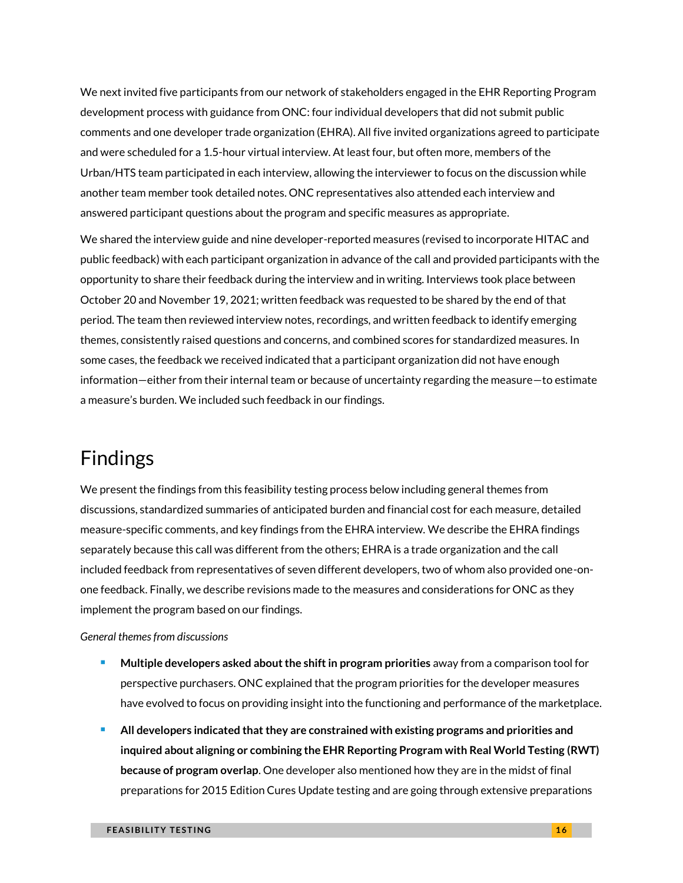We next invited five participants from our network of stakeholders engaged in the EHR Reporting Program development process with guidance from ONC: four individual developers that did not submit public comments and one developer trade organization (EHRA). All five invited organizations agreed to participate and were scheduled for a 1.5-hour virtual interview. At least four, but often more, members of the Urban/HTS team participated in each interview, allowing the interviewer to focus on the discussion while another team member took detailed notes. ONC representatives also attended each interview and answered participant questions about the program and specific measures as appropriate.

We shared the interview guide and nine developer-reported measures (revised to incorporate HITAC and public feedback) with each participant organization in advance of the call and provided participants with the opportunity to share their feedback during the interview and in writing. Interviews took place between October 20 and November 19, 2021; written feedback was requested to be shared by the end of that period. The team then reviewed interview notes, recordings, and written feedback to identify emerging themes, consistently raised questions and concerns, and combined scores for standardized measures. In some cases, the feedback we received indicated that a participant organization did not have enough information—either from their internal team or because of uncertainty regarding the measure—to estimate a measure's burden. We included such feedback in our findings.

# Findings

We present the findings from this feasibility testing process below including general themes from discussions, standardized summaries of anticipated burden and financial cost for each measure, detailed measure-specific comments, and key findings from the EHRA interview. We describe the EHRA findings separately because this call was different from the others; EHRA is a trade organization and the call included feedback from representatives of seven different developers, two of whom also provided one-on-one feedback. Finally, we describe revisions made to the measures and considerations for ONC as they implement the program based on our findings.

*General themes from discussions*

- **Multiple developers asked about the shift in program priorities** away from a comparison tool for perspective purchasers. ONC explained that the program priorities for the developer measures have evolved to focus on providing insight into the functioning and performance of the marketplace.
- **All developers indicated that they are constrained with existing programs and priorities and inquired about aligning or combining the EHR Reporting Program with Real World Testing (RWT) because of program overlap**. One developer also mentioned how they are in the midst of final preparations for 2015 Edition Cures Update testing and are going through extensive preparations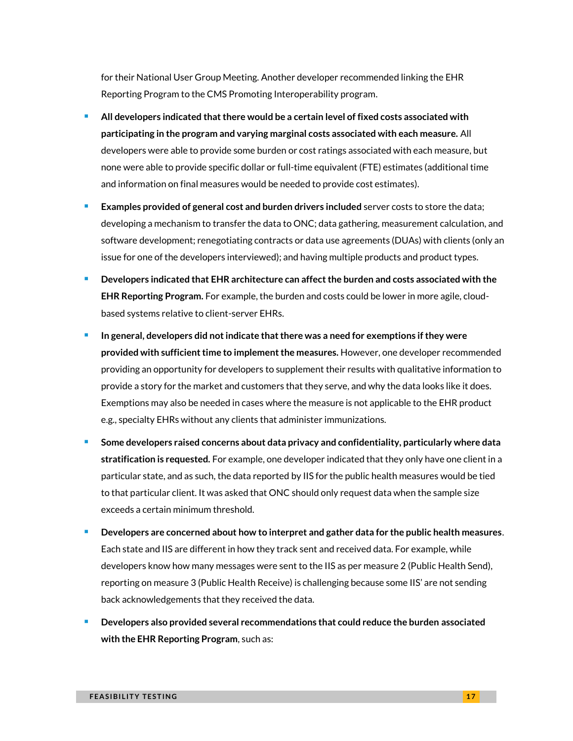for their National User Group Meeting. Another developer recommended linking the EHR Reporting Program to the CMS Promoting Interoperability program.

- **All developers indicated that there would be a certain level of fixed costs associated with participating in the program and varying marginal costs associated with each measure.** All developers were able to provide some burden or cost ratings associated with each measure, but none were able to provide specific dollar or full-time equivalent (FTE) estimates (additional time and information on final measures would be needed to provide cost estimates).
- **Examples provided of general cost and burden drivers included** server costs to store the data; developing a mechanism to transfer the data to ONC; data gathering, measurement calculation, and software development; renegotiating contracts or data use agreements (DUAs) with clients (only an issue for one of the developers interviewed); and having multiple products and product types.
- **Developers indicated that EHR architecture can affect the burden and costs associated with the EHR Reporting Program.** For example, the burden and costs could be lower in more agile, cloud-based systems relative to client-server EHRs.
- **In general, developers did not indicate that there was a need for exemptions if they were provided with sufficient time to implement the measures.** However, one developer recommended providing an opportunity for developers to supplement their results with qualitative information to provide a story for the market and customers that they serve, and why the data looks like it does. Exemptions may also be needed in cases where the measure is not applicable to the EHR product e.g., specialty EHRs without any clients that administer immunizations.
- **Some developers raised concerns about data privacy and confidentiality, particularly where data stratification is requested.** For example, one developer indicated that they only have one client in a particular state, and as such, the data reported by IIS for the public health measures would be tied to that particular client. It was asked that ONC should only request data when the sample size exceeds a certain minimum threshold.
- **Developers are concerned about how to interpret and gather data for the public health measures**. Each state and IIS are different in how they track sent and received data. For example, while developers know how many messages were sent to the IIS as per measure 2 (Public Health Send), reporting on measure 3 (Public Health Receive) is challenging because some IIS' are not sending back acknowledgements that they received the data.
- **Developers also provided several recommendations that could reduce the burden associated with the EHR Reporting Program**, such as: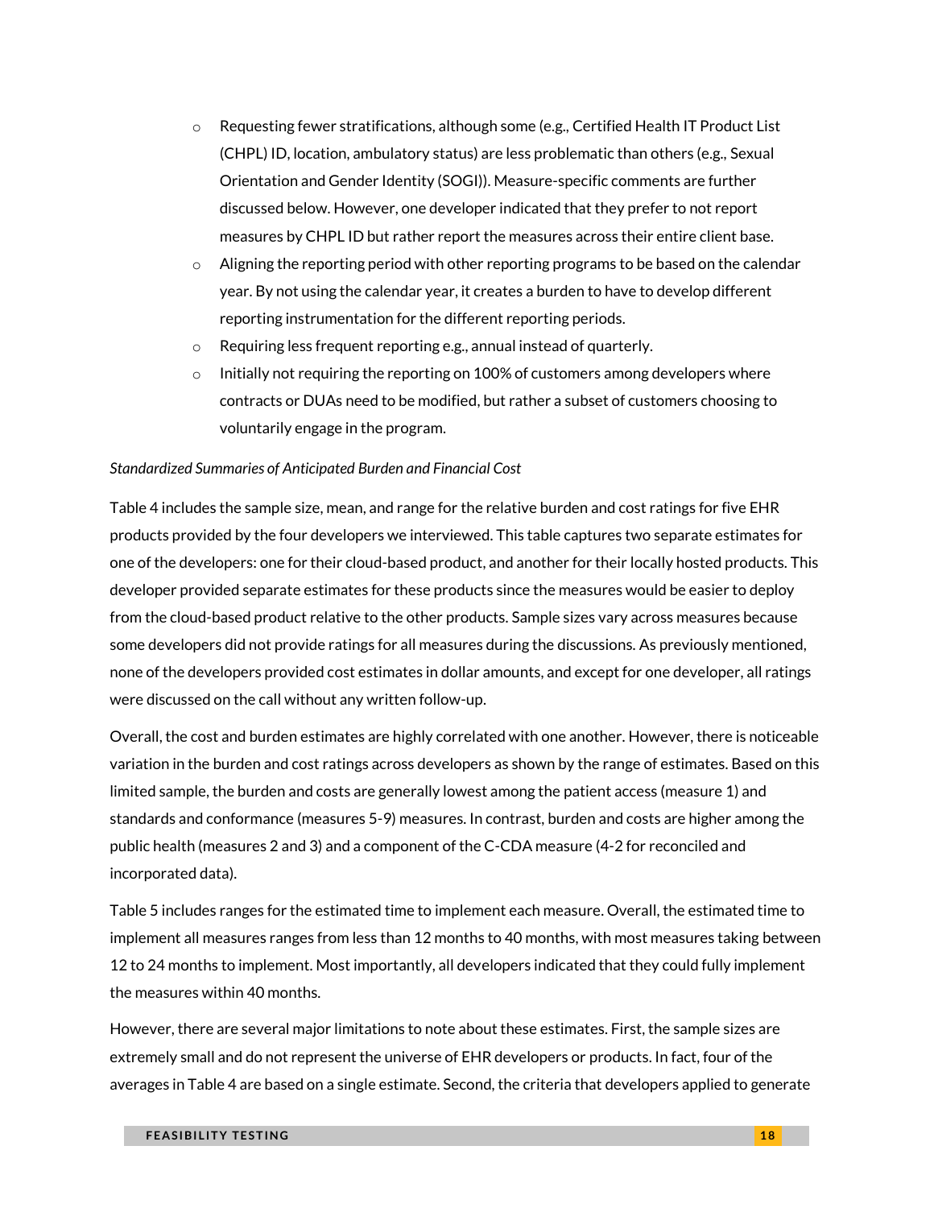- Requesting fewer stratifications, although some (e.g., Certified Health IT Product List (CHPL) ID, location, ambulatory status) are less problematic than others (e.g., Sexual Orientation and Gender Identity (SOGI)). Measure-specific comments are further discussed below. However, one developer indicated that they prefer to not report measures by CHPL ID but rather report the measures across their entire client base.
- Aligning the reporting period with other reporting programs to be based on the calendar year. By not using the calendar year, it creates a burden to have to develop different reporting instrumentation for the different reporting periods.
- Requiring less frequent reporting e.g., annual instead of quarterly.
- Initially not requiring the reporting on 100% of customers among developers where contracts or DUAs need to be modified, but rather a subset of customers choosing to voluntarily engage in the program.

*Standardized Summaries of Anticipated Burden and Financial Cost*

Table 4 includes the sample size, mean, and range for the relative burden and cost ratings for five EHR products provided by the four developers we interviewed. This table captures two separate estimates for one of the developers: one for their cloud-based product, and another for their locally hosted products. This developer provided separate estimates for these products since the measures would be easier to deploy from the cloud-based product relative to the other products. Sample sizes vary across measures because some developers did not provide ratings for all measures during the discussions. As previously mentioned, none of the developers provided cost estimates in dollar amounts, and except for one developer, all ratings were discussed on the call without any written follow-up.

Overall, the cost and burden estimates are highly correlated with one another. However, there is noticeable variation in the burden and cost ratings across developers as shown by the range of estimates. Based on this limited sample, the burden and costs are generally lowest among the patient access (measure 1) and standards and conformance (measures 5-9) measures. In contrast, burden and costs are higher among the public health (measures 2 and 3) and a component of the C-CDA measure (4-2 for reconciled and incorporated data).

Table 5 includes ranges for the estimated time to implement each measure. Overall, the estimated time to implement all measures ranges from less than 12 months to 40 months, with most measures taking between 12 to 24 months to implement. Most importantly, all developers indicated that they could fully implement the measures within 40 months.

However, there are several major limitations to note about these estimates. First, the sample sizes are extremely small and do not represent the universe of EHR developers or products. In fact, four of the averages in Table 4 are based on a single estimate. Second, the criteria that developers applied to generate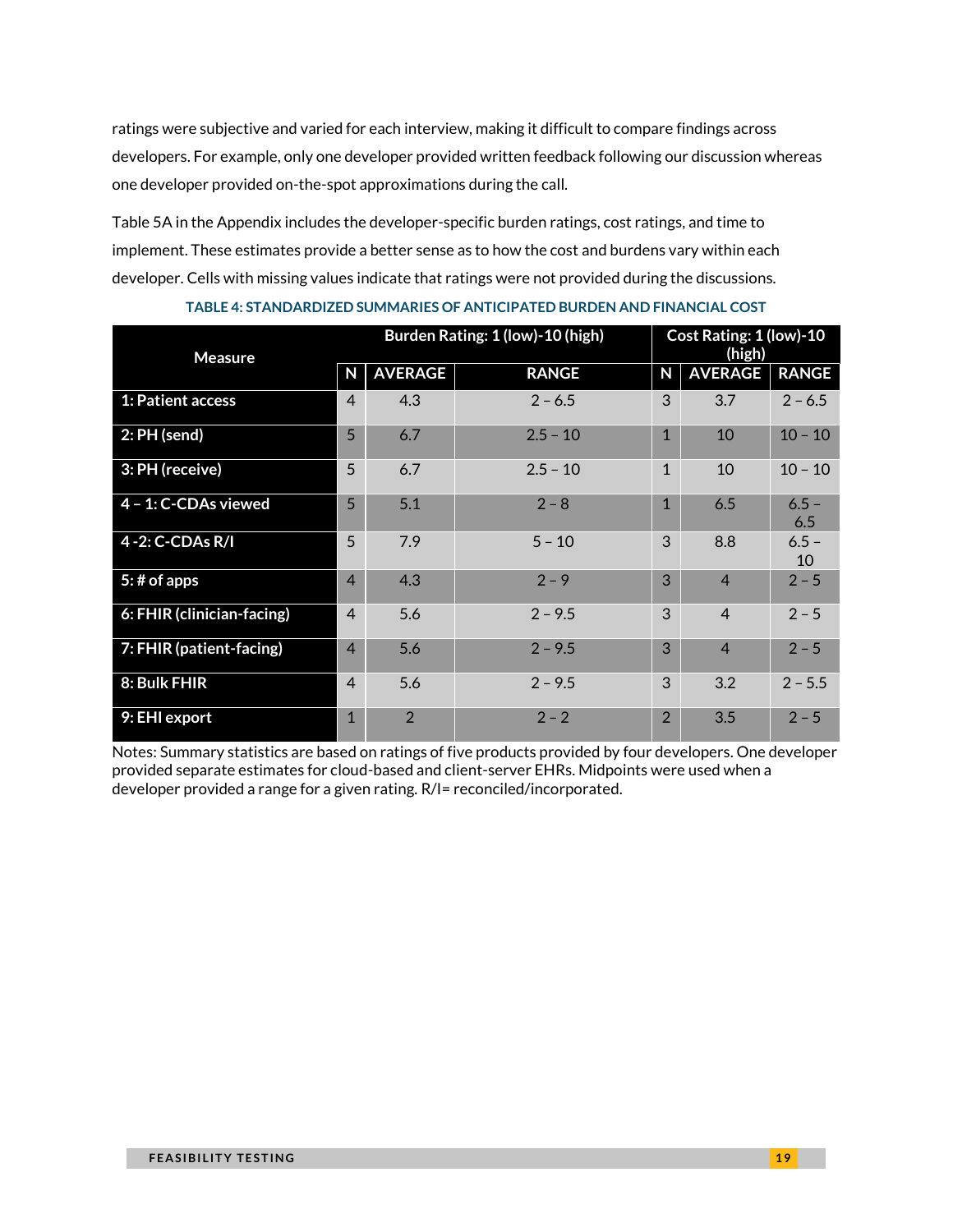ratings were subjective and varied for each interview, making it difficult to compare findings across developers. For example, only one developer provided written feedback following our discussion whereas one developer provided on-the-spot approximations during the call.

Table 5A in the Appendix includes the developer-specific burden ratings, cost ratings, and time to implement. These estimates provide a better sense as to how the cost and burdens vary within each developer. Cells with missing values indicate that ratings were not provided during the discussions.

**TABLE 4: STANDARDIZED SUMMARIES OF ANTICIPATED BURDEN AND FINANCIAL COST**

| Measure | Burden Rating: 1 (low)-10 (high) | | | Cost Rating: 1 (low)-10 (high) | | |
|---|---|---|---|---|---|---|
| | N | AVERAGE | RANGE | N | AVERAGE | RANGE |
| 1: Patient access | 4 | 4.3 | 2 – 6.5 | 3 | 3.7 | 2 – 6.5 |
| 2: PH (send) | 5 | 6.7 | 2.5 – 10 | 1 | 10 | 10 – 10 |
| 3: PH (receive) | 5 | 6.7 | 2.5 – 10 | 1 | 10 | 10 – 10 |
| 4 – 1: C-CDAs viewed | 5 | 5.1 | 2 – 8 | 1 | 6.5 | 6.5 – 6.5 |
| 4 -2: C-CDAs R/I | 5 | 7.9 | 5 – 10 | 3 | 8.8 | 6.5 – 10 |
| 5: # of apps | 4 | 4.3 | 2 – 9 | 3 | 4 | 2 – 5 |
| 6: FHIR (clinician-facing) | 4 | 5.6 | 2 – 9.5 | 3 | 4 | 2 – 5 |
| 7: FHIR (patient-facing) | 4 | 5.6 | 2 – 9.5 | 3 | 4 | 2 – 5 |
| 8: Bulk FHIR | 4 | 5.6 | 2 – 9.5 | 3 | 3.2 | 2 – 5.5 |
| 9: EHI export | 1 | 2 | 2 – 2 | 2 | 3.5 | 2 – 5 |

Notes: Summary statistics are based on ratings of five products provided by four developers. One developer provided separate estimates for cloud-based and client-server EHRs. Midpoints were used when a developer provided a range for a given rating. R/I= reconciled/incorporated.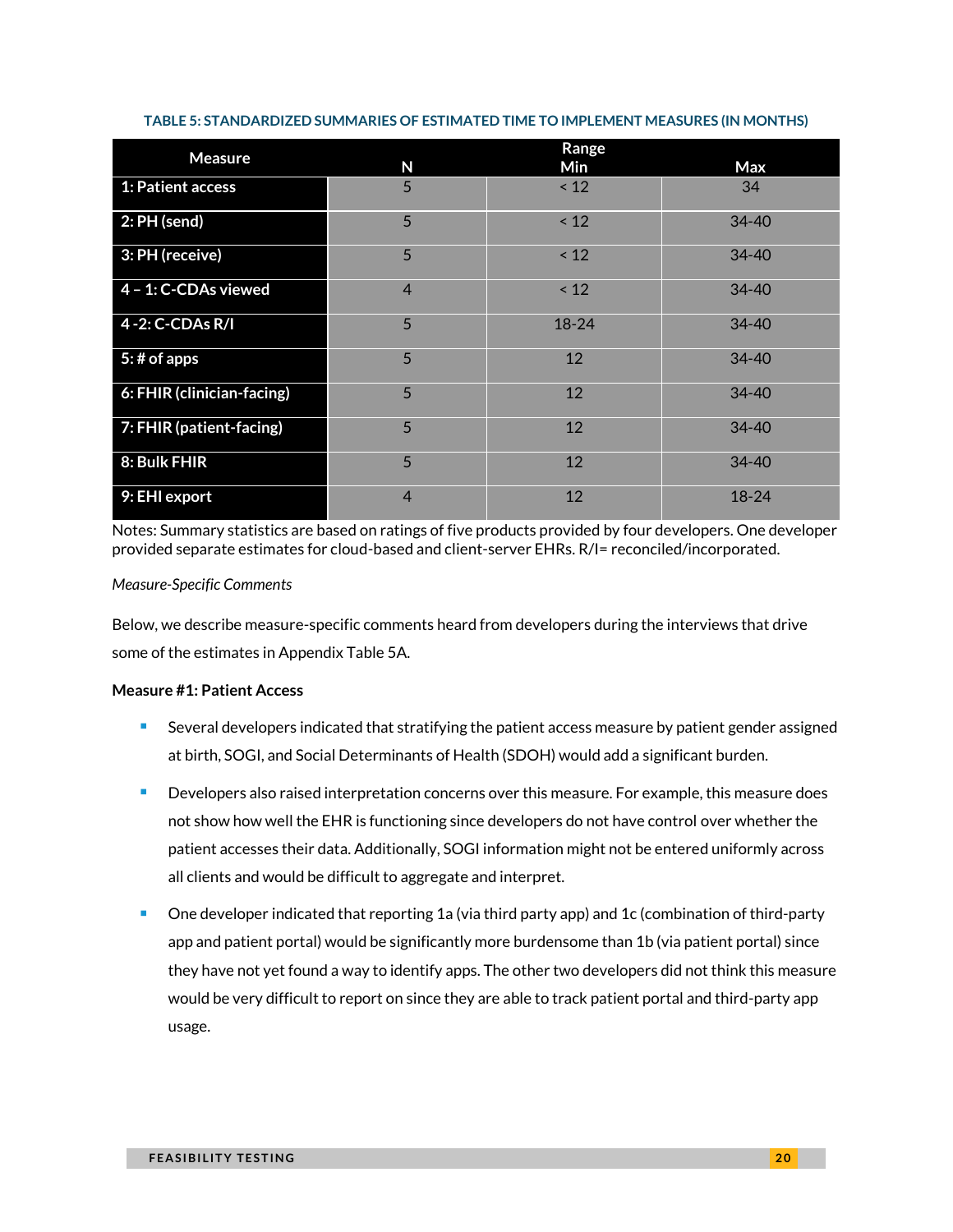**TABLE 5: STANDARDIZED SUMMARIES OF ESTIMATED TIME TO IMPLEMENT MEASURES (IN MONTHS)**

| Measure | N | Range | |
|---|---|---|---|
| | | Min | Max |
| 1: Patient access | 5 | < 12 | 34 |
| 2: PH (send) | 5 | < 12 | 34-40 |
| 3: PH (receive) | 5 | < 12 | 34-40 |
| 4 – 1: C-CDAs viewed | 4 | < 12 | 34-40 |
| 4 -2: C-CDAs R/I | 5 | 18-24 | 34-40 |
| 5: # of apps | 5 | 12 | 34-40 |
| 6: FHIR (clinician-facing) | 5 | 12 | 34-40 |
| 7: FHIR (patient-facing) | 5 | 12 | 34-40 |
| 8: Bulk FHIR | 5 | 12 | 34-40 |
| 9: EHI export | 4 | 12 | 18-24 |

Notes: Summary statistics are based on ratings of five products provided by four developers. One developer provided separate estimates for cloud-based and client-server EHRs. R/I= reconciled/incorporated.

*Measure-Specific Comments*

Below, we describe measure-specific comments heard from developers during the interviews that drive some of the estimates in Appendix Table 5A.

**Measure #1: Patient Access**

- Several developers indicated that stratifying the patient access measure by patient gender assigned at birth, SOGI, and Social Determinants of Health (SDOH) would add a significant burden.
- Developers also raised interpretation concerns over this measure. For example, this measure does not show how well the EHR is functioning since developers do not have control over whether the patient accesses their data. Additionally, SOGI information might not be entered uniformly across all clients and would be difficult to aggregate and interpret.
- One developer indicated that reporting 1a (via third party app) and 1c (combination of third-party app and patient portal) would be significantly more burdensome than 1b (via patient portal) since they have not yet found a way to identify apps. The other two developers did not think this measure would be very difficult to report on since they are able to track patient portal and third-party app usage.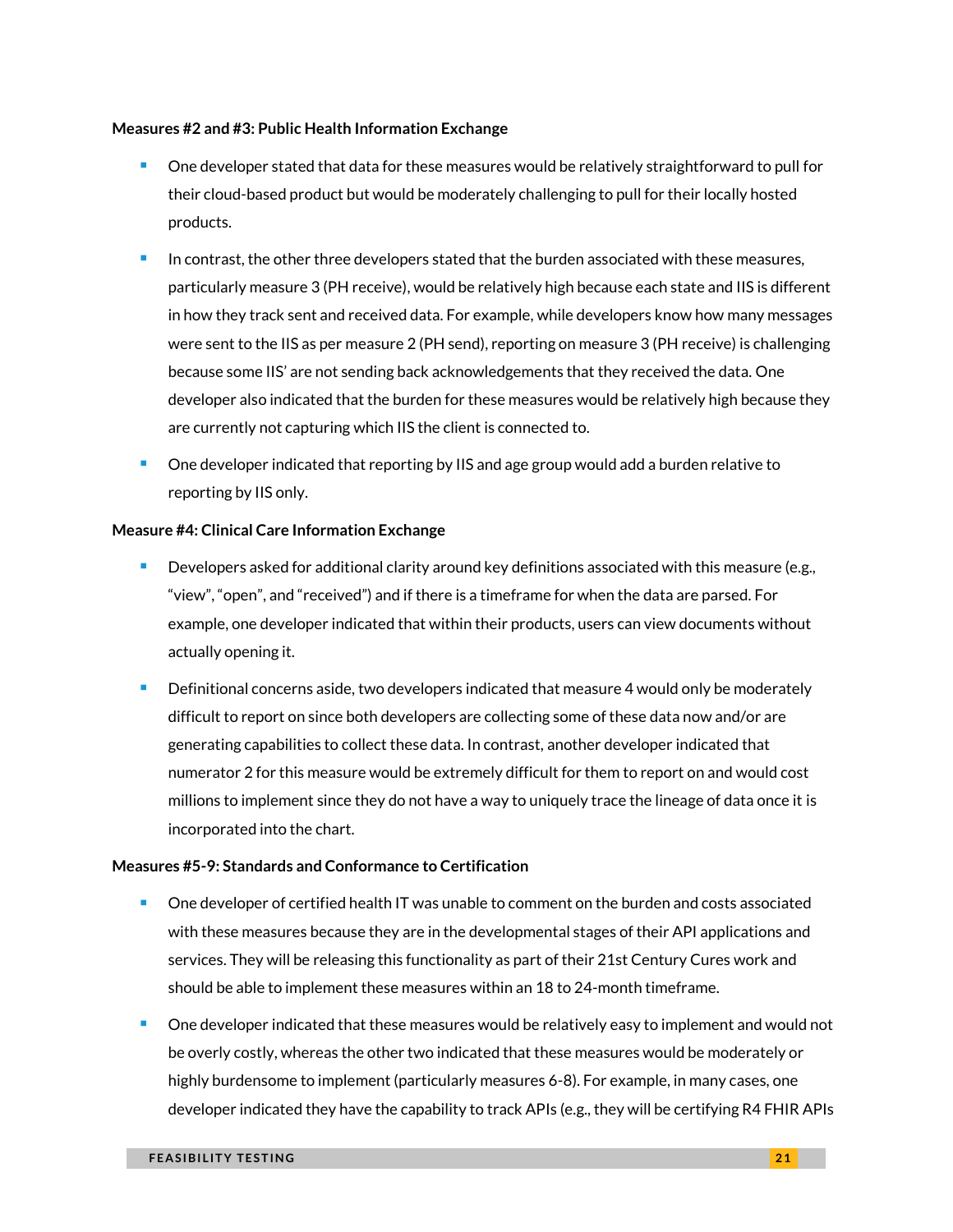**Measures #2 and #3: Public Health Information Exchange**

- One developer stated that data for these measures would be relatively straightforward to pull for their cloud-based product but would be moderately challenging to pull for their locally hosted products.
- In contrast, the other three developers stated that the burden associated with these measures, particularly measure 3 (PH receive), would be relatively high because each state and IIS is different in how they track sent and received data. For example, while developers know how many messages were sent to the IIS as per measure 2 (PH send), reporting on measure 3 (PH receive) is challenging because some IIS' are not sending back acknowledgements that they received the data. One developer also indicated that the burden for these measures would be relatively high because they are currently not capturing which IIS the client is connected to.
- One developer indicated that reporting by IIS and age group would add a burden relative to reporting by IIS only.

**Measure #4: Clinical Care Information Exchange**

- Developers asked for additional clarity around key definitions associated with this measure (e.g., "view", "open", and "received") and if there is a timeframe for when the data are parsed. For example, one developer indicated that within their products, users can view documents without actually opening it.
- Definitional concerns aside, two developers indicated that measure 4 would only be moderately difficult to report on since both developers are collecting some of these data now and/or are generating capabilities to collect these data. In contrast, another developer indicated that numerator 2 for this measure would be extremely difficult for them to report on and would cost millions to implement since they do not have a way to uniquely trace the lineage of data once it is incorporated into the chart.

**Measures #5-9: Standards and Conformance to Certification**

- One developer of certified health IT was unable to comment on the burden and costs associated with these measures because they are in the developmental stages of their API applications and services. They will be releasing this functionality as part of their 21st Century Cures work and should be able to implement these measures within an 18 to 24-month timeframe.
- One developer indicated that these measures would be relatively easy to implement and would not be overly costly, whereas the other two indicated that these measures would be moderately or highly burdensome to implement (particularly measures 6-8). For example, in many cases, one developer indicated they have the capability to track APIs (e.g., they will be certifying R4 FHIR APIs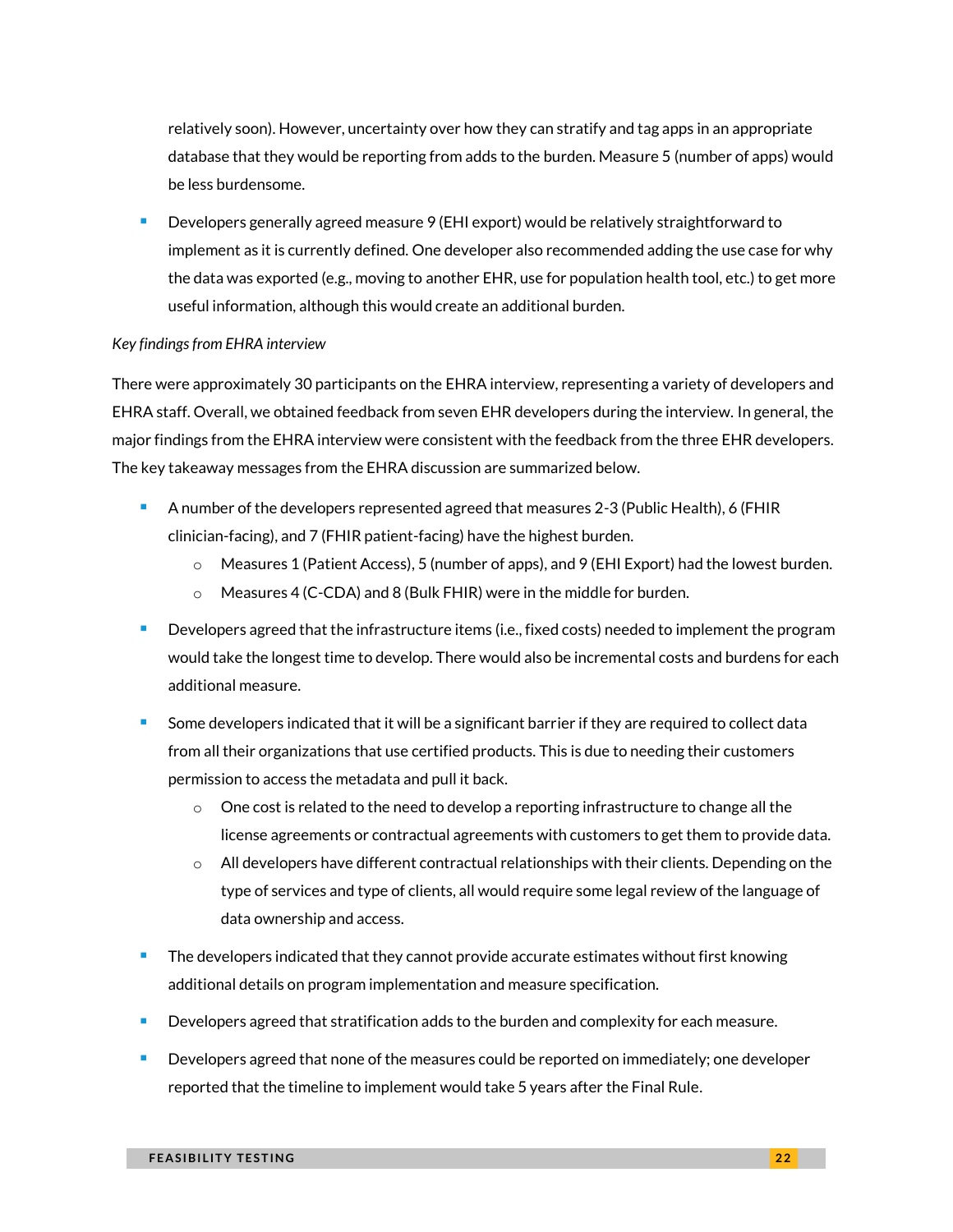relatively soon). However, uncertainty over how they can stratify and tag apps in an appropriate database that they would be reporting from adds to the burden. Measure 5 (number of apps) would be less burdensome.

- Developers generally agreed measure 9 (EHI export) would be relatively straightforward to implement as it is currently defined. One developer also recommended adding the use case for why the data was exported (e.g., moving to another EHR, use for population health tool, etc.) to get more useful information, although this would create an additional burden.

*Key findings from EHRA interview*

There were approximately 30 participants on the EHRA interview, representing a variety of developers and EHRA staff. Overall, we obtained feedback from seven EHR developers during the interview. In general, the major findings from the EHRA interview were consistent with the feedback from the three EHR developers. The key takeaway messages from the EHRA discussion are summarized below.

- A number of the developers represented agreed that measures 2-3 (Public Health), 6 (FHIR clinician-facing), and 7 (FHIR patient-facing) have the highest burden.
    - Measures 1 (Patient Access), 5 (number of apps), and 9 (EHI Export) had the lowest burden.
    - Measures 4 (C-CDA) and 8 (Bulk FHIR) were in the middle for burden.
- Developers agreed that the infrastructure items (i.e., fixed costs) needed to implement the program would take the longest time to develop. There would also be incremental costs and burdens for each additional measure.
- Some developers indicated that it will be a significant barrier if they are required to collect data from all their organizations that use certified products. This is due to needing their customers permission to access the metadata and pull it back.
    - One cost is related to the need to develop a reporting infrastructure to change all the license agreements or contractual agreements with customers to get them to provide data.
    - All developers have different contractual relationships with their clients. Depending on the type of services and type of clients, all would require some legal review of the language of data ownership and access.
- The developers indicated that they cannot provide accurate estimates without first knowing additional details on program implementation and measure specification.
- Developers agreed that stratification adds to the burden and complexity for each measure.
- Developers agreed that none of the measures could be reported on immediately; one developer reported that the timeline to implement would take 5 years after the Final Rule.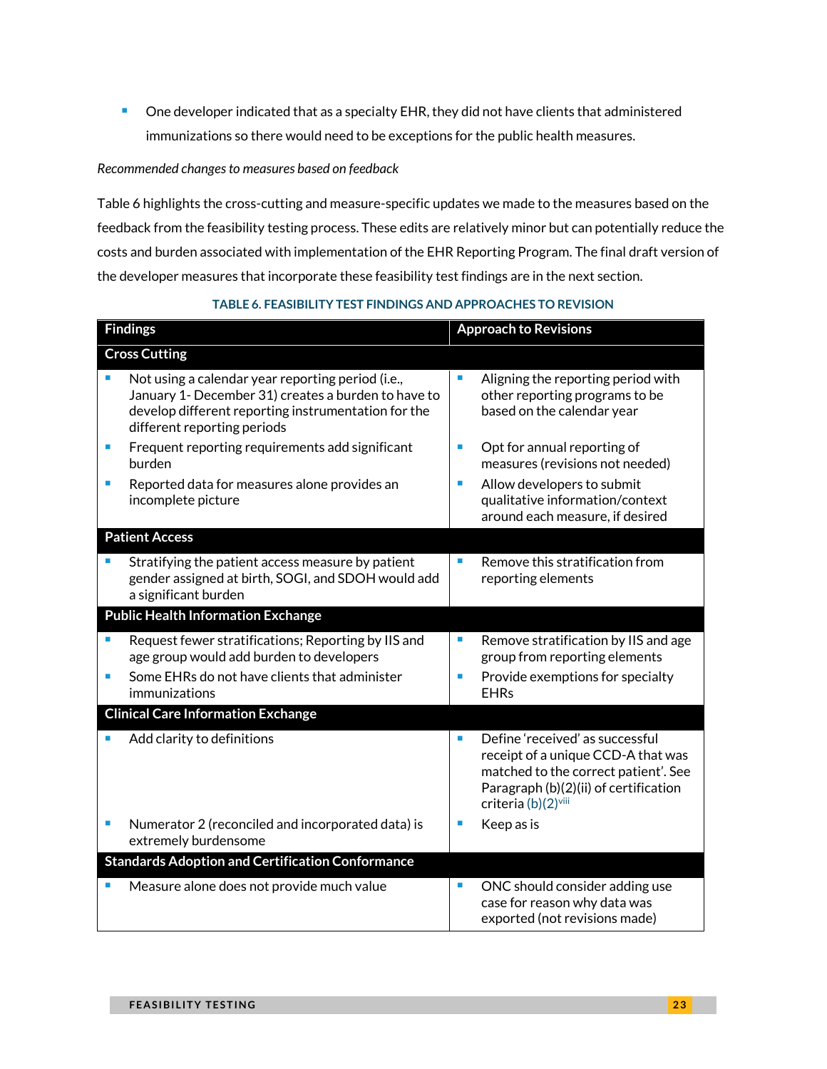- One developer indicated that as a specialty EHR, they did not have clients that administered immunizations so there would need to be exceptions for the public health measures.

*Recommended changes to measures based on feedback*

Table 6 highlights the cross-cutting and measure-specific updates we made to the measures based on the feedback from the feasibility testing process. These edits are relatively minor but can potentially reduce the costs and burden associated with implementation of the EHR Reporting Program. The final draft version of the developer measures that incorporate these feasibility test findings are in the next section.

**TABLE 6. FEASIBILITY TEST FINDINGS AND APPROACHES TO REVISION**

| Findings | Approach to Revisions |
|---|---|
| **Cross Cutting** | |
| Not using a calendar year reporting period (i.e., January 1- December 31) creates a burden to have to develop different reporting instrumentation for the different reporting periods | Aligning the reporting period with other reporting programs to be based on the calendar year |
| Frequent reporting requirements add significant burden | Opt for annual reporting of measures (revisions not needed) |
| Reported data for measures alone provides an incomplete picture | Allow developers to submit qualitative information/context around each measure, if desired |
| **Patient Access** | |
| Stratifying the patient access measure by patient gender assigned at birth, SOGI, and SDOH would add a significant burden | Remove this stratification from reporting elements |
| **Public Health Information Exchange** | |
| Request fewer stratifications; Reporting by IIS and age group would add burden to developers | Remove stratification by IIS and age group from reporting elements |
| Some EHRs do not have clients that administer immunizations | Provide exemptions for specialty EHRs |
| **Clinical Care Information Exchange** | |
| Add clarity to definitions | Define 'received' as successful receipt of a unique CCD-A that was matched to the correct patient'. See Paragraph (b)(2)(ii) of certification criteria (b)(2)[viii] |
| Numerator 2 (reconciled and incorporated data) is extremely burdensome | Keep as is |
| **Standards Adoption and Certification Conformance** | |
| Measure alone does not provide much value | ONC should consider adding use case for reason why data was exported (not revisions made) |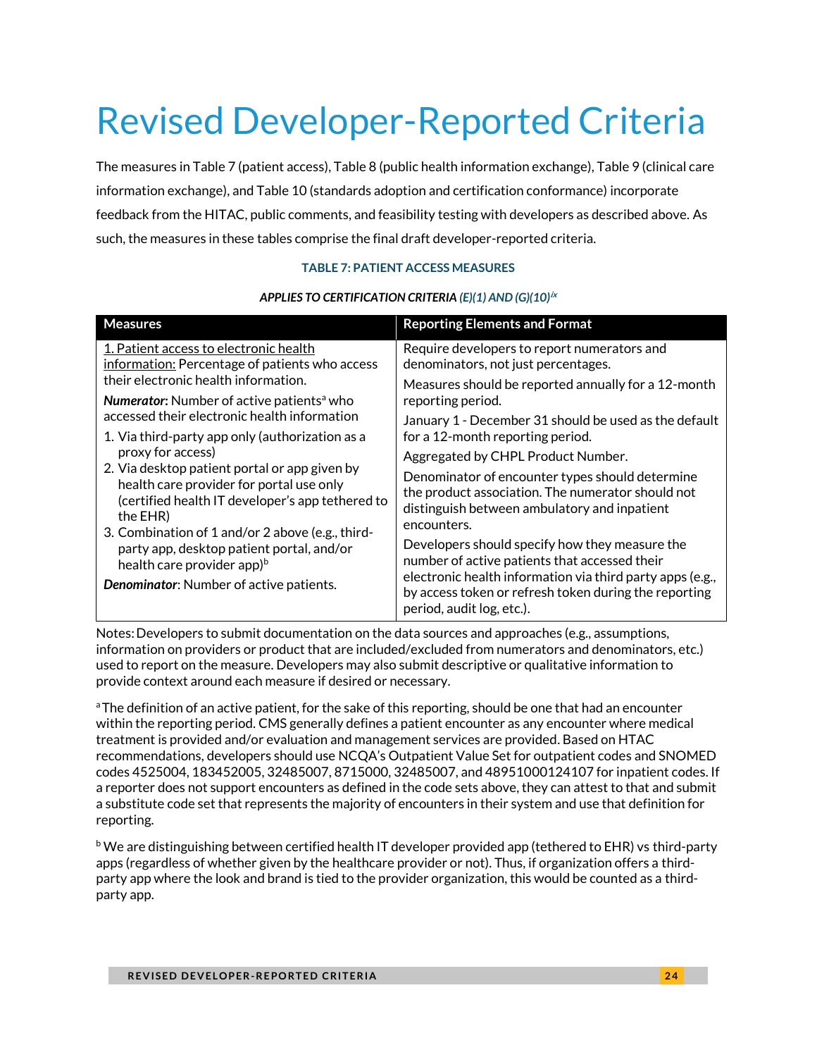# Revised Developer-Reported Criteria

The measures in Table 7 (patient access), Table 8 (public health information exchange), Table 9 (clinical care information exchange), and Table 10 (standards adoption and certification conformance) incorporate feedback from the HITAC, public comments, and feasibility testing with developers as described above. As such, the measures in these tables comprise the final draft developer-reported criteria.

**TABLE 7: PATIENT ACCESS MEASURES**

***APPLIES TO CERTIFICATION CRITERIA (E)(1) AND (G)(10)[ix]***

| Measures | Reporting Elements and Format |
|---|---|
| 1. Patient access to electronic health information: Percentage of patients who access their electronic health information.<br><br>***Numerator***: Number of active patients[a] who accessed their electronic health information<br>1. Via third-party app only (authorization as a proxy for access)<br>2. Via desktop patient portal or app given by health care provider for portal use only (certified health IT developer's app tethered to the EHR)<br>3. Combination of 1 and/or 2 above (e.g., third-party app, desktop patient portal, and/or health care provider app)[b]<br><br>***Denominator***: Number of active patients. | Require developers to report numerators and denominators, not just percentages.<br><br>Measures should be reported annually for a 12-month reporting period.<br><br>January 1 - December 31 should be used as the default for a 12-month reporting period.<br><br>Aggregated by CHPL Product Number.<br><br>Denominator of encounter types should determine the product association. The numerator should not distinguish between ambulatory and inpatient encounters.<br><br>Developers should specify how they measure the number of active patients that accessed their electronic health information via third party apps (e.g., by access token or refresh token during the reporting period, audit log, etc.). |

Notes: Developers to submit documentation on the data sources and approaches (e.g., assumptions, information on providers or product that are included/excluded from numerators and denominators, etc.) used to report on the measure. Developers may also submit descriptive or qualitative information to provide context around each measure if desired or necessary.

[a] The definition of an active patient, for the sake of this reporting, should be one that had an encounter within the reporting period. CMS generally defines a patient encounter as any encounter where medical treatment is provided and/or evaluation and management services are provided. Based on HTAC recommendations, developers should use NCQA's Outpatient Value Set for outpatient codes and SNOMED codes 4525004, 183452005, 32485007, 8715000, 32485007, and 48951000124107 for inpatient codes. If a reporter does not support encounters as defined in the code sets above, they can attest to that and submit a substitute code set that represents the majority of encounters in their system and use that definition for reporting.

[b] We are distinguishing between certified health IT developer provided app (tethered to EHR) vs third-party apps (regardless of whether given by the healthcare provider or not). Thus, if organization offers a third-party app where the look and brand is tied to the provider organization, this would be counted as a third-party app.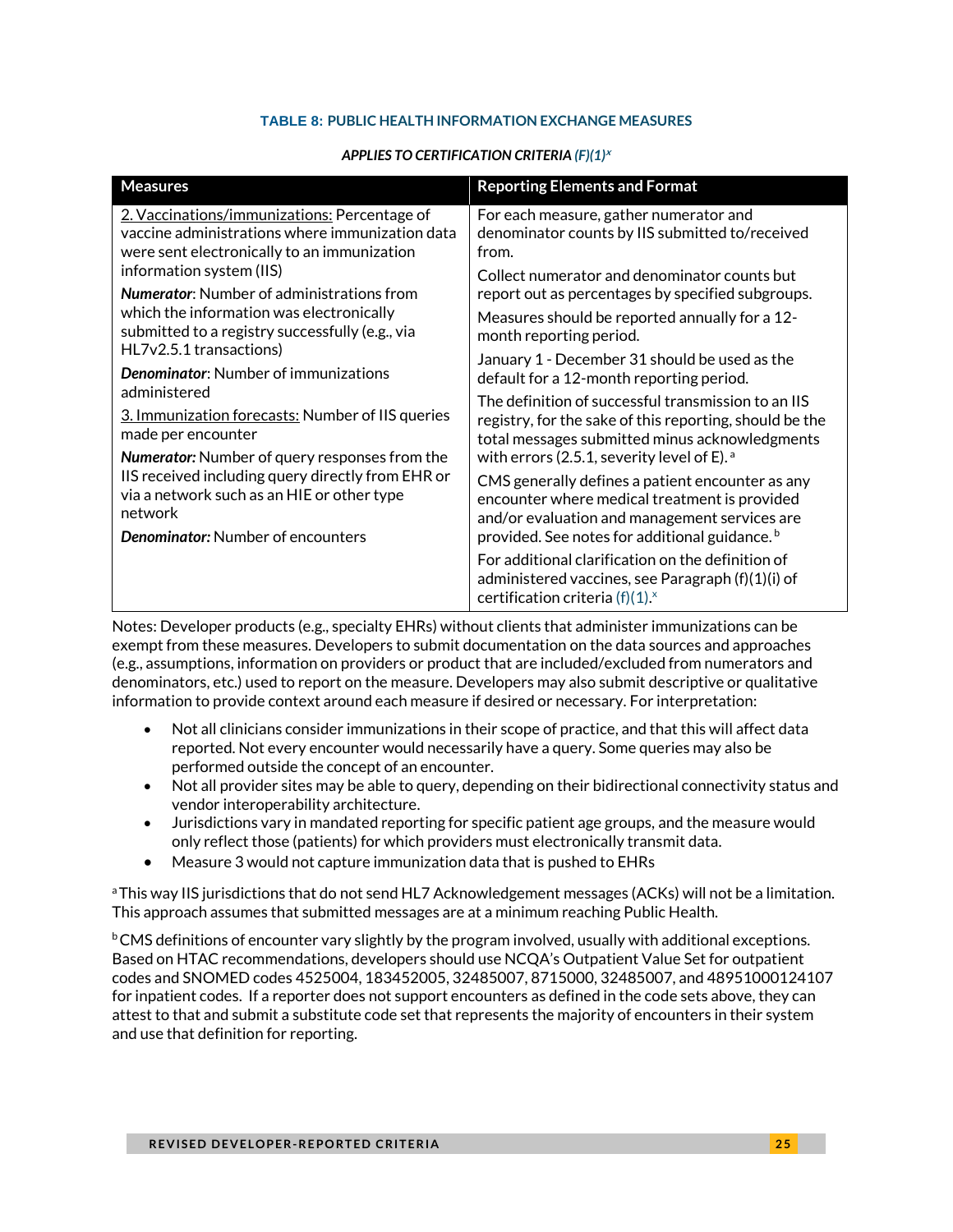### TABLE 8: PUBLIC HEALTH INFORMATION EXCHANGE MEASURES

*APPLIES TO CERTIFICATION CRITERIA (F)(1)[x]*

| Measures | Reporting Elements and Format |
|---|---|
| 2. Vaccinations/immunizations: Percentage of vaccine administrations where immunization data were sent electronically to an immunization information system (IIS)<br><br>***Numerator***: Number of administrations from which the information was electronically submitted to a registry successfully (e.g., via HL7v2.5.1 transactions)<br><br>***Denominator***: Number of immunizations administered<br><br>3. Immunization forecasts: Number of IIS queries made per encounter<br><br>***Numerator:*** Number of query responses from the IIS received including query directly from EHR or via a network such as an HIE or other type network<br><br>***Denominator:*** Number of encounters | For each measure, gather numerator and denominator counts by IIS submitted to/received from.<br><br>Collect numerator and denominator counts but report out as percentages by specified subgroups.<br><br>Measures should be reported annually for a 12-month reporting period.<br><br>January 1 - December 31 should be used as the default for a 12-month reporting period.<br><br>The definition of successful transmission to an IIS registry, for the sake of this reporting, should be the total messages submitted minus acknowledgments with errors (2.5.1, severity level of E).[a]<br><br>CMS generally defines a patient encounter as any encounter where medical treatment is provided and/or evaluation and management services are provided. See notes for additional guidance.[b]<br><br>For additional clarification on the definition of administered vaccines, see Paragraph (f)(1)(i) of certification criteria (f)(1).[x] |

Notes: Developer products (e.g., specialty EHRs) without clients that administer immunizations can be exempt from these measures. Developers to submit documentation on the data sources and approaches (e.g., assumptions, information on providers or product that are included/excluded from numerators and denominators, etc.) used to report on the measure. Developers may also submit descriptive or qualitative information to provide context around each measure if desired or necessary. For interpretation:

- Not all clinicians consider immunizations in their scope of practice, and that this will affect data reported. Not every encounter would necessarily have a query. Some queries may also be performed outside the concept of an encounter.
- Not all provider sites may be able to query, depending on their bidirectional connectivity status and vendor interoperability architecture.
- Jurisdictions vary in mandated reporting for specific patient age groups, and the measure would only reflect those (patients) for which providers must electronically transmit data.
- Measure 3 would not capture immunization data that is pushed to EHRs

[a] This way IIS jurisdictions that do not send HL7 Acknowledgement messages (ACKs) will not be a limitation. This approach assumes that submitted messages are at a minimum reaching Public Health.

[b] CMS definitions of encounter vary slightly by the program involved, usually with additional exceptions. Based on HTAC recommendations, developers should use NCQA's Outpatient Value Set for outpatient codes and SNOMED codes 4525004, 183452005, 32485007, 8715000, 32485007, and 48951000124107 for inpatient codes. If a reporter does not support encounters as defined in the code sets above, they can attest to that and submit a substitute code set that represents the majority of encounters in their system and use that definition for reporting.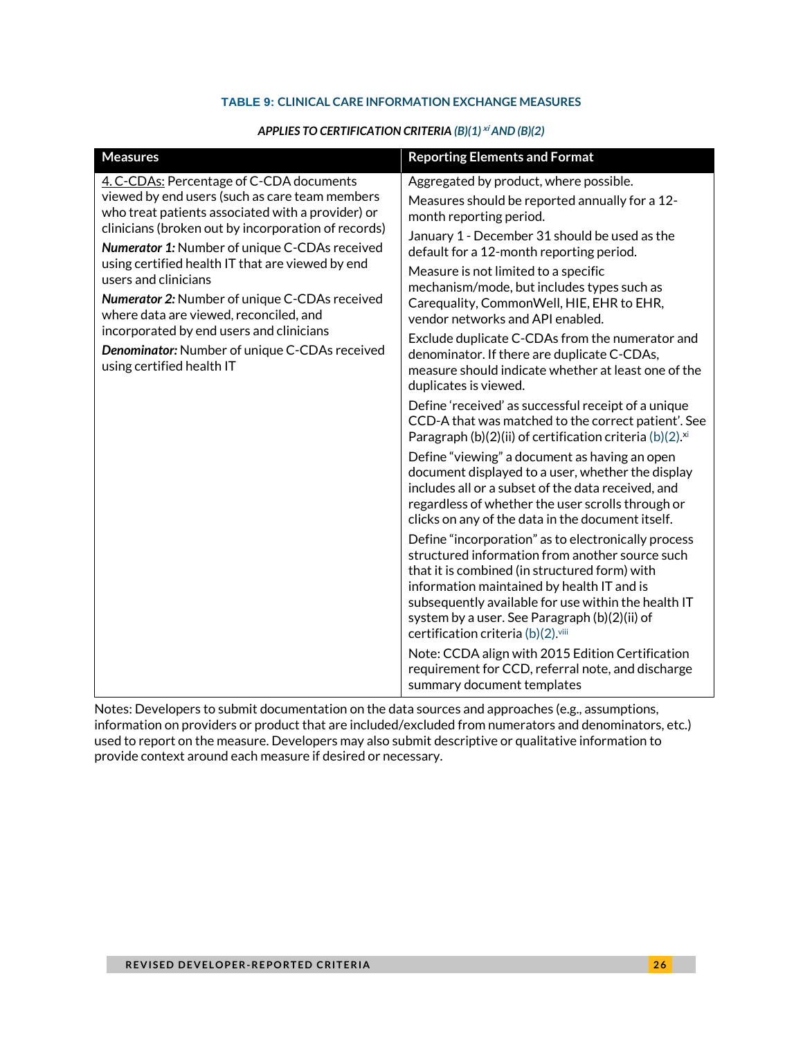### TABLE 9: CLINICAL CARE INFORMATION EXCHANGE MEASURES

***APPLIES TO CERTIFICATION CRITERIA (B)(1)[xi] AND (B)(2)***

| Measures | Reporting Elements and Format |
|---|---|
| 4. C-CDAs: Percentage of C-CDA documents viewed by end users (such as care team members who treat patients associated with a provider) or clinicians (broken out by incorporation of records)<br>***Numerator 1:*** Number of unique C-CDAs received using certified health IT that are viewed by end users and clinicians<br>***Numerator 2:*** Number of unique C-CDAs received where data are viewed, reconciled, and incorporated by end users and clinicians<br>***Denominator:*** Number of unique C-CDAs received using certified health IT | Aggregated by product, where possible.<br>Measures should be reported annually for a 12-month reporting period.<br>January 1 - December 31 should be used as the default for a 12-month reporting period.<br>Measure is not limited to a specific mechanism/mode, but includes types such as Carequality, CommonWell, HIE, EHR to EHR, vendor networks and API enabled.<br>Exclude duplicate C-CDAs from the numerator and denominator. If there are duplicate C-CDAs, measure should indicate whether at least one of the duplicates is viewed.<br>Define 'received' as successful receipt of a unique CCD-A that was matched to the correct patient'. See Paragraph (b)(2)(ii) of certification criteria (b)(2).[xi]<br>Define "viewing" a document as having an open document displayed to a user, whether the display includes all or a subset of the data received, and regardless of whether the user scrolls through or clicks on any of the data in the document itself.<br>Define "incorporation" as to electronically process structured information from another source such that it is combined (in structured form) with information maintained by health IT and is subsequently available for use within the health IT system by a user. See Paragraph (b)(2)(ii) of certification criteria (b)(2).[viii]<br>Note: CCDA align with 2015 Edition Certification requirement for CCD, referral note, and discharge summary document templates |

Notes: Developers to submit documentation on the data sources and approaches (e.g., assumptions, information on providers or product that are included/excluded from numerators and denominators, etc.) used to report on the measure. Developers may also submit descriptive or qualitative information to provide context around each measure if desired or necessary.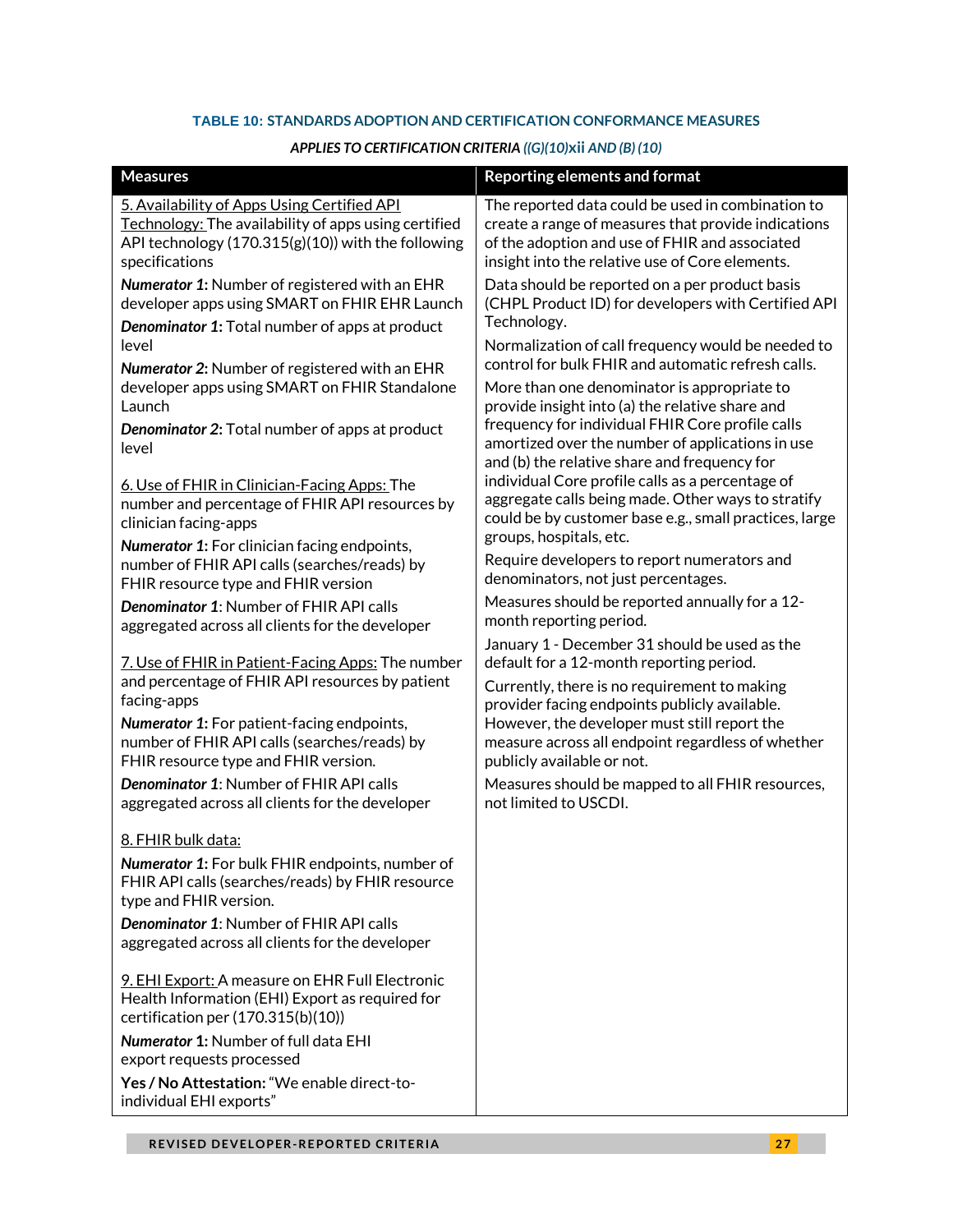**TABLE 10: STANDARDS ADOPTION AND CERTIFICATION CONFORMANCE MEASURES**

***APPLIES TO CERTIFICATION CRITERIA ((G)(10)xii AND (B) (10)***

| Measures | Reporting elements and format |
|---|---|
| 5. Availability of Apps Using Certified API Technology: The availability of apps using certified API technology (170.315(g)(10)) with the following specifications<br><br>***Numerator 1:*** Number of registered with an EHR developer apps using SMART on FHIR EHR Launch<br><br>***Denominator 1:*** Total number of apps at product level<br><br>***Numerator 2:*** Number of registered with an EHR developer apps using SMART on FHIR Standalone Launch<br><br>***Denominator 2:*** Total number of apps at product level<br><br>6. Use of FHIR in Clinician-Facing Apps: The number and percentage of FHIR API resources by clinician facing-apps<br><br>***Numerator 1:*** For clinician facing endpoints, number of FHIR API calls (searches/reads) by FHIR resource type and FHIR version<br><br>***Denominator 1***: Number of FHIR API calls aggregated across all clients for the developer<br><br>7. Use of FHIR in Patient-Facing Apps: The number and percentage of FHIR API resources by patient facing-apps<br><br>***Numerator 1:*** For patient-facing endpoints, number of FHIR API calls (searches/reads) by FHIR resource type and FHIR version.<br><br>***Denominator 1***: Number of FHIR API calls aggregated across all clients for the developer<br><br>8. FHIR bulk data:<br><br>***Numerator 1:*** For bulk FHIR endpoints, number of FHIR API calls (searches/reads) by FHIR resource type and FHIR version.<br><br>***Denominator 1***: Number of FHIR API calls aggregated across all clients for the developer<br><br>9. EHI Export: A measure on EHR Full Electronic Health Information (EHI) Export as required for certification per (170.315(b)(10))<br><br>***Numerator* 1:** Number of full data EHI export requests processed<br><br>**Yes / No Attestation:** "We enable direct-to-individual EHI exports" | The reported data could be used in combination to create a range of measures that provide indications of the adoption and use of FHIR and associated insight into the relative use of Core elements.<br><br>Data should be reported on a per product basis (CHPL Product ID) for developers with Certified API Technology.<br><br>Normalization of call frequency would be needed to control for bulk FHIR and automatic refresh calls.<br><br>More than one denominator is appropriate to provide insight into (a) the relative share and frequency for individual FHIR Core profile calls amortized over the number of applications in use and (b) the relative share and frequency for individual Core profile calls as a percentage of aggregate calls being made. Other ways to stratify could be by customer base e.g., small practices, large groups, hospitals, etc.<br><br>Require developers to report numerators and denominators, not just percentages.<br><br>Measures should be reported annually for a 12-month reporting period.<br><br>January 1 - December 31 should be used as the default for a 12-month reporting period.<br><br>Currently, there is no requirement to making provider facing endpoints publicly available. However, the developer must still report the measure across all endpoint regardless of whether publicly available or not.<br><br>Measures should be mapped to all FHIR resources, not limited to USCDI. |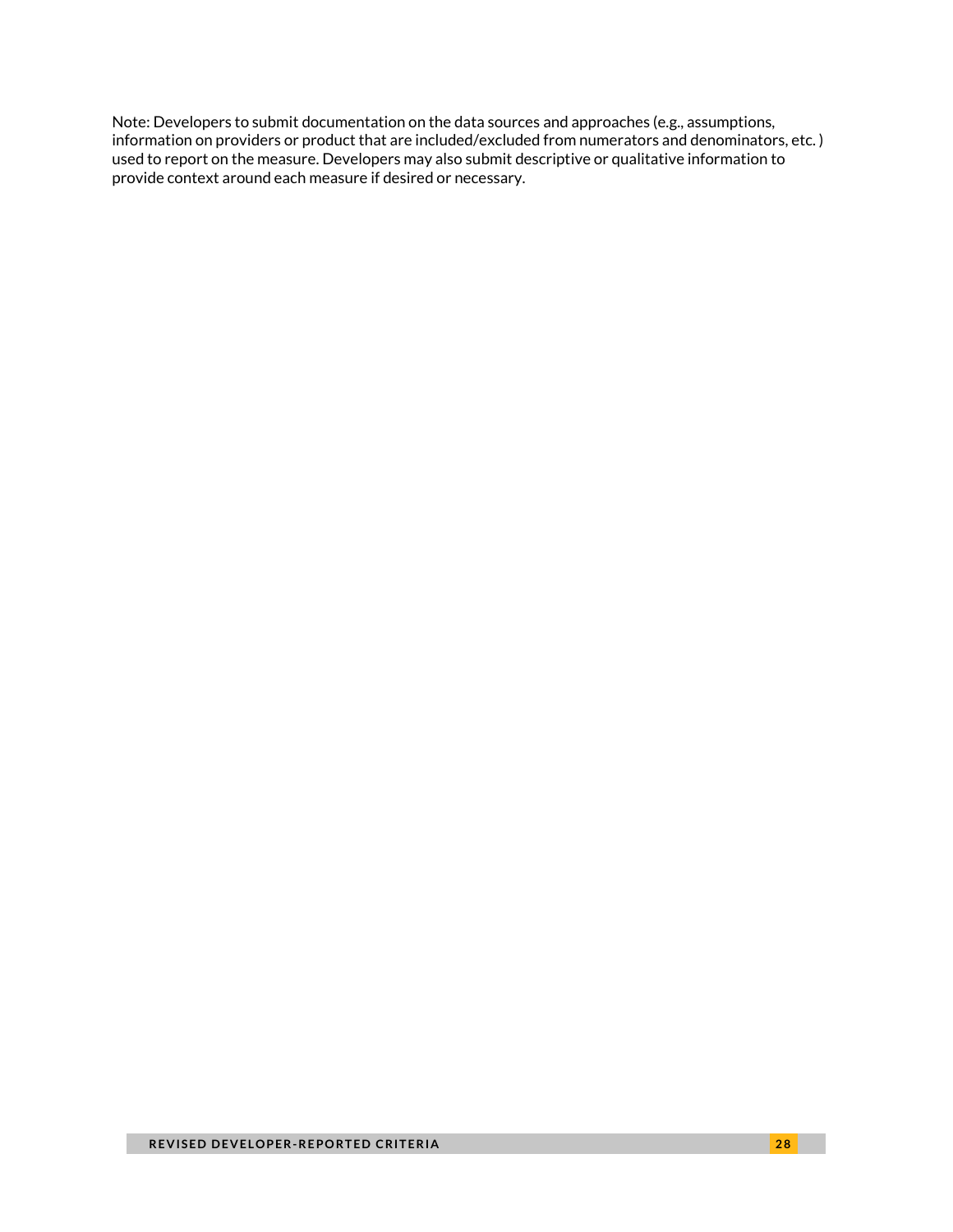Note: Developers to submit documentation on the data sources and approaches (e.g., assumptions, information on providers or product that are included/excluded from numerators and denominators, etc. ) used to report on the measure. Developers may also submit descriptive or qualitative information to provide context around each measure if desired or necessary.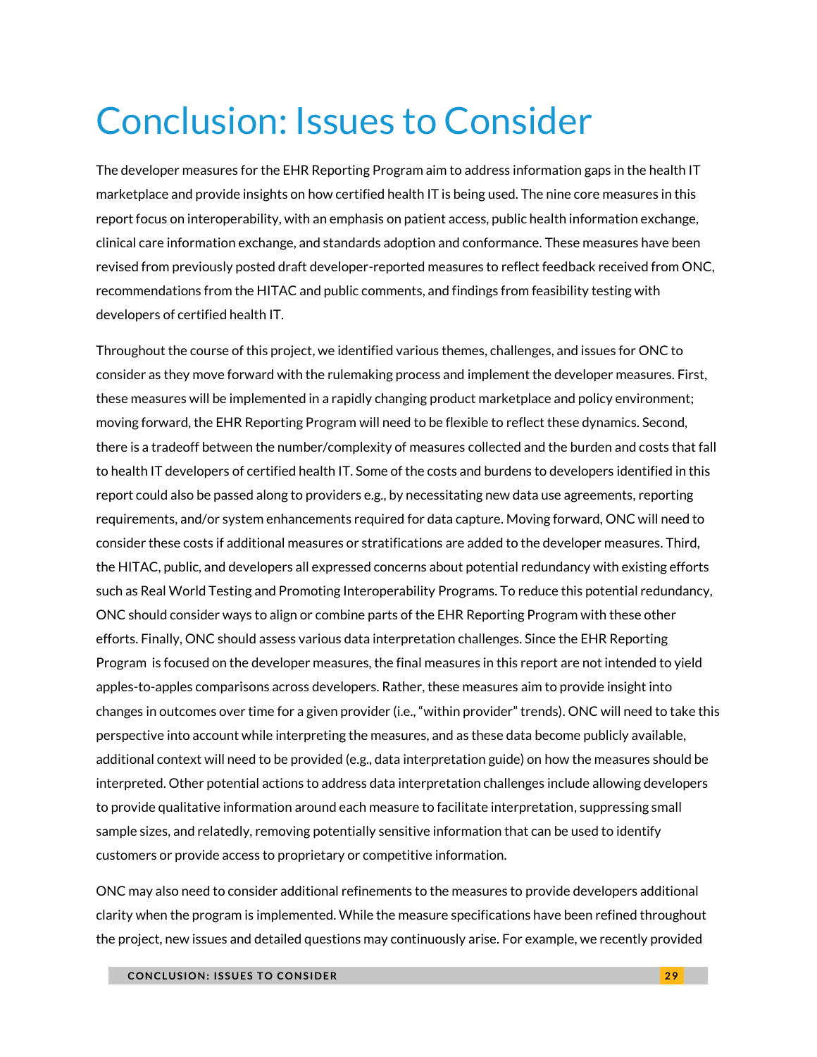# Conclusion: Issues to Consider

The developer measures for the EHR Reporting Program aim to address information gaps in the health IT marketplace and provide insights on how certified health IT is being used. The nine core measures in this report focus on interoperability, with an emphasis on patient access, public health information exchange, clinical care information exchange, and standards adoption and conformance. These measures have been revised from previously posted draft developer-reported measures to reflect feedback received from ONC, recommendations from the HITAC and public comments, and findings from feasibility testing with developers of certified health IT.

Throughout the course of this project, we identified various themes, challenges, and issues for ONC to consider as they move forward with the rulemaking process and implement the developer measures. First, these measures will be implemented in a rapidly changing product marketplace and policy environment; moving forward, the EHR Reporting Program will need to be flexible to reflect these dynamics. Second, there is a tradeoff between the number/complexity of measures collected and the burden and costs that fall to health IT developers of certified health IT. Some of the costs and burdens to developers identified in this report could also be passed along to providers e.g., by necessitating new data use agreements, reporting requirements, and/or system enhancements required for data capture. Moving forward, ONC will need to consider these costs if additional measures or stratifications are added to the developer measures. Third, the HITAC, public, and developers all expressed concerns about potential redundancy with existing efforts such as Real World Testing and Promoting Interoperability Programs. To reduce this potential redundancy, ONC should consider ways to align or combine parts of the EHR Reporting Program with these other efforts. Finally, ONC should assess various data interpretation challenges. Since the EHR Reporting Program is focused on the developer measures, the final measures in this report are not intended to yield apples-to-apples comparisons across developers. Rather, these measures aim to provide insight into changes in outcomes over time for a given provider (i.e., "within provider" trends). ONC will need to take this perspective into account while interpreting the measures, and as these data become publicly available, additional context will need to be provided (e.g., data interpretation guide) on how the measures should be interpreted. Other potential actions to address data interpretation challenges include allowing developers to provide qualitative information around each measure to facilitate interpretation, suppressing small sample sizes, and relatedly, removing potentially sensitive information that can be used to identify customers or provide access to proprietary or competitive information.

ONC may also need to consider additional refinements to the measures to provide developers additional clarity when the program is implemented. While the measure specifications have been refined throughout the project, new issues and detailed questions may continuously arise. For example, we recently provided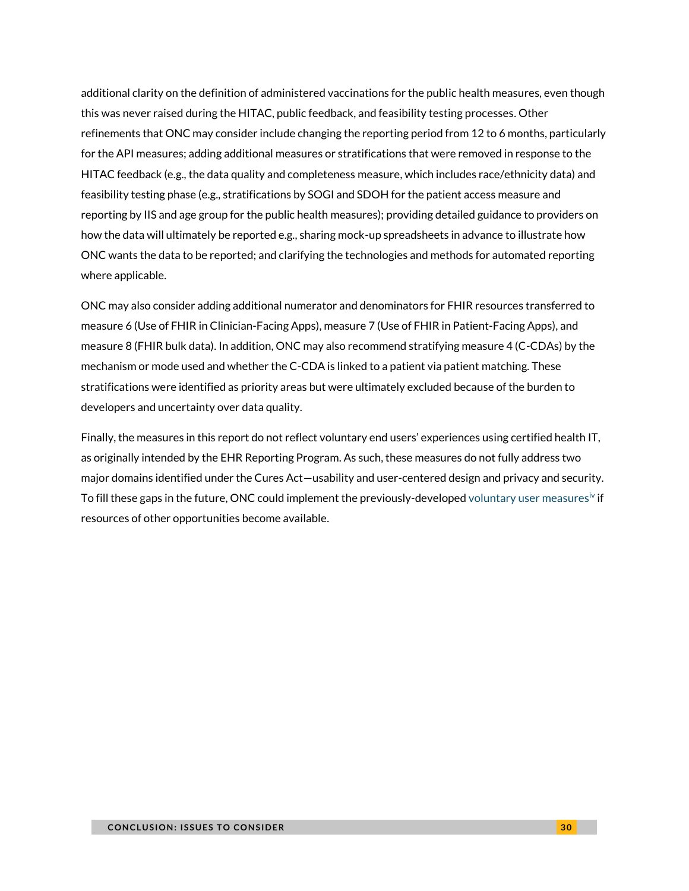additional clarity on the definition of administered vaccinations for the public health measures, even though this was never raised during the HITAC, public feedback, and feasibility testing processes. Other refinements that ONC may consider include changing the reporting period from 12 to 6 months, particularly for the API measures; adding additional measures or stratifications that were removed in response to the HITAC feedback (e.g., the data quality and completeness measure, which includes race/ethnicity data) and feasibility testing phase (e.g., stratifications by SOGI and SDOH for the patient access measure and reporting by IIS and age group for the public health measures); providing detailed guidance to providers on how the data will ultimately be reported e.g., sharing mock-up spreadsheets in advance to illustrate how ONC wants the data to be reported; and clarifying the technologies and methods for automated reporting where applicable.

ONC may also consider adding additional numerator and denominators for FHIR resources transferred to measure 6 (Use of FHIR in Clinician-Facing Apps), measure 7 (Use of FHIR in Patient-Facing Apps), and measure 8 (FHIR bulk data). In addition, ONC may also recommend stratifying measure 4 (C-CDAs) by the mechanism or mode used and whether the C-CDA is linked to a patient via patient matching. These stratifications were identified as priority areas but were ultimately excluded because of the burden to developers and uncertainty over data quality.

Finally, the measures in this report do not reflect voluntary end users' experiences using certified health IT, as originally intended by the EHR Reporting Program. As such, these measures do not fully address two major domains identified under the Cures Act—usability and user-centered design and privacy and security. To fill these gaps in the future, ONC could implement the previously-developed voluntary user measures[iv] if resources of other opportunities become available.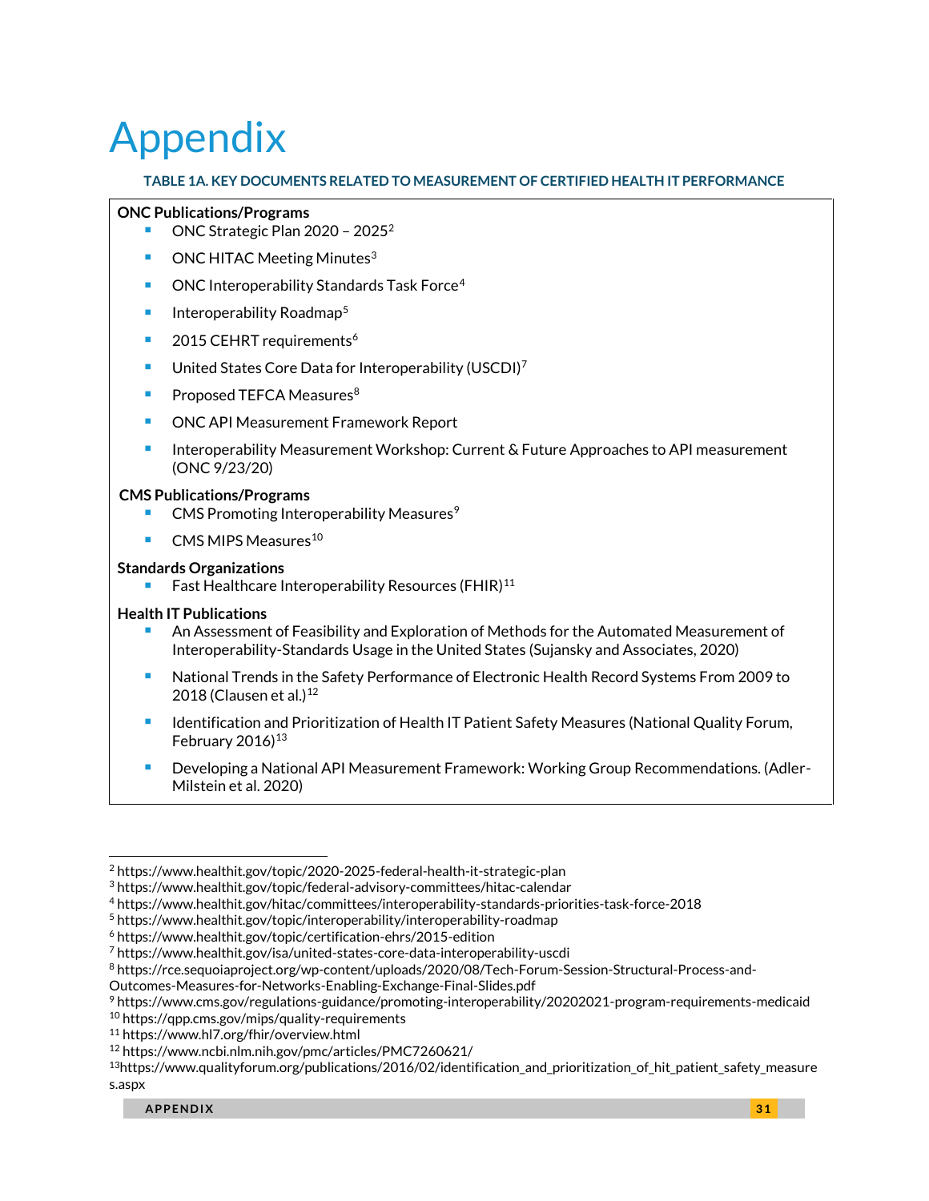# Appendix

**TABLE 1A. KEY DOCUMENTS RELATED TO MEASUREMENT OF CERTIFIED HEALTH IT PERFORMANCE**

**ONC Publications/Programs**

- ONC Strategic Plan 2020 – 2025[2]
- ONC HITAC Meeting Minutes[3]
- ONC Interoperability Standards Task Force[4]
- Interoperability Roadmap[5]
- 2015 CEHRT requirements[6]
- United States Core Data for Interoperability (USCDI)[7]
- Proposed TEFCA Measures[8]
- ONC API Measurement Framework Report
- Interoperability Measurement Workshop: Current & Future Approaches to API measurement (ONC 9/23/20)

**CMS Publications/Programs**

- CMS Promoting Interoperability Measures[9]
- CMS MIPS Measures[10]

**Standards Organizations**

- Fast Healthcare Interoperability Resources (FHIR)[11]

**Health IT Publications**

- An Assessment of Feasibility and Exploration of Methods for the Automated Measurement of Interoperability-Standards Usage in the United States (Sujansky and Associates, 2020)
- National Trends in the Safety Performance of Electronic Health Record Systems From 2009 to 2018 (Clausen et al.)[12]
- Identification and Prioritization of Health IT Patient Safety Measures (National Quality Forum, February 2016)[13]
- Developing a National API Measurement Framework: Working Group Recommendations. (Adler-Milstein et al. 2020)

---

[2] https://www.healthit.gov/topic/2020-2025-federal-health-it-strategic-plan
[3] https://www.healthit.gov/topic/federal-advisory-committees/hitac-calendar
[4] https://www.healthit.gov/hitac/committees/interoperability-standards-priorities-task-force-2018
[5] https://www.healthit.gov/topic/interoperability/interoperability-roadmap
[6] https://www.healthit.gov/topic/certification-ehrs/2015-edition
[7] https://www.healthit.gov/isa/united-states-core-data-interoperability-uscdi
[8] https://rce.sequoiaproject.org/wp-content/uploads/2020/08/Tech-Forum-Session-Structural-Process-and-Outcomes-Measures-for-Networks-Enabling-Exchange-Final-Slides.pdf
[9] https://www.cms.gov/regulations-guidance/promoting-interoperability/20202021-program-requirements-medicaid
[10] https://qpp.cms.gov/mips/quality-requirements
[11] https://www.hl7.org/fhir/overview.html
[12] https://www.ncbi.nlm.nih.gov/pmc/articles/PMC7260621/
[13] https://www.qualityforum.org/publications/2016/02/identification_and_prioritization_of_hit_patient_safety_measures.aspx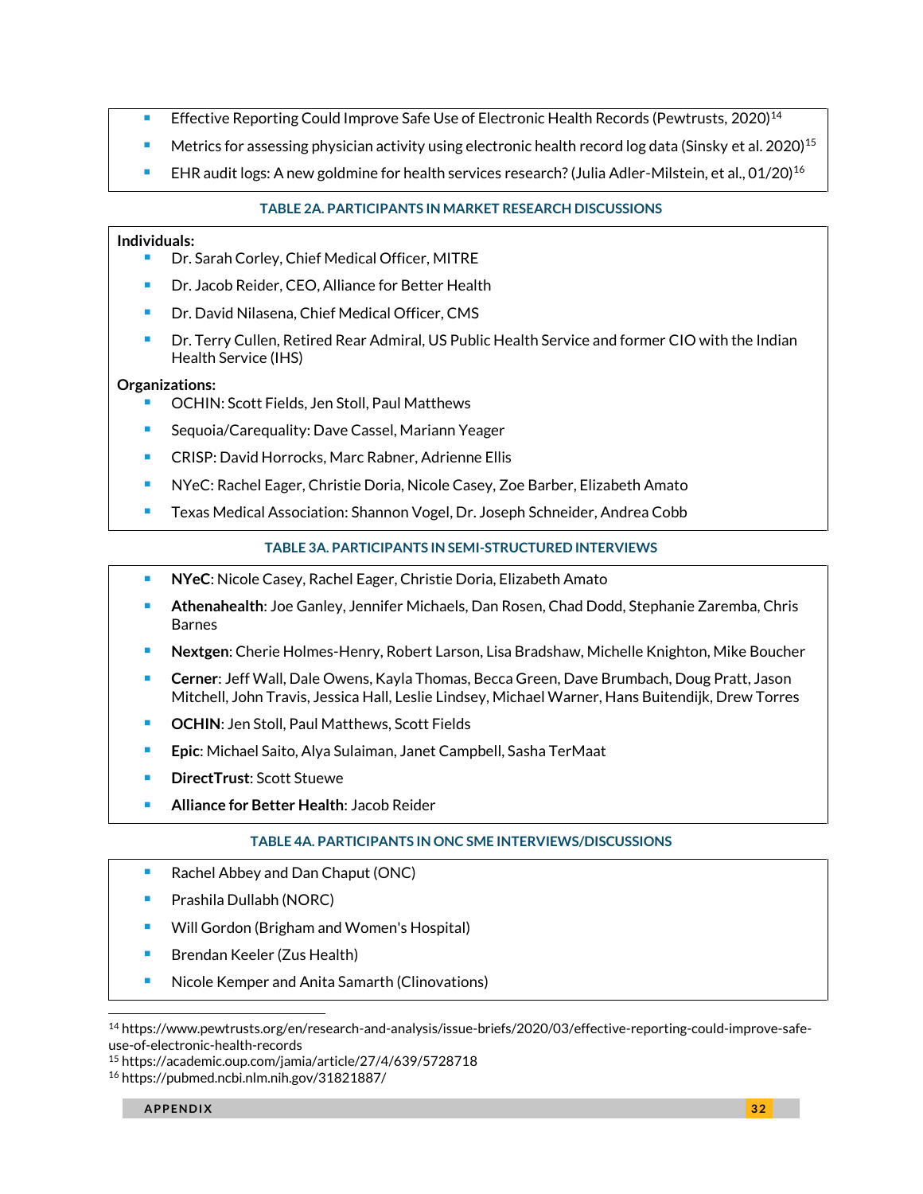- Effective Reporting Could Improve Safe Use of Electronic Health Records (Pewtrusts, 2020)[14]
- Metrics for assessing physician activity using electronic health record log data (Sinsky et al. 2020)[15]
- EHR audit logs: A new goldmine for health services research? (Julia Adler-Milstein, et al., 01/20)[16]

**TABLE 2A. PARTICIPANTS IN MARKET RESEARCH DISCUSSIONS**

**Individuals:**

- Dr. Sarah Corley, Chief Medical Officer, MITRE
- Dr. Jacob Reider, CEO, Alliance for Better Health
- Dr. David Nilasena, Chief Medical Officer, CMS
- Dr. Terry Cullen, Retired Rear Admiral, US Public Health Service and former CIO with the Indian Health Service (IHS)

**Organizations:**

- OCHIN: Scott Fields, Jen Stoll, Paul Matthews
- Sequoia/Carequality: Dave Cassel, Mariann Yeager
- CRISP: David Horrocks, Marc Rabner, Adrienne Ellis
- NYeC: Rachel Eager, Christie Doria, Nicole Casey, Zoe Barber, Elizabeth Amato
- Texas Medical Association: Shannon Vogel, Dr. Joseph Schneider, Andrea Cobb

**TABLE 3A. PARTICIPANTS IN SEMI-STRUCTURED INTERVIEWS**

- **NYeC**: Nicole Casey, Rachel Eager, Christie Doria, Elizabeth Amato
- **Athenahealth**: Joe Ganley, Jennifer Michaels, Dan Rosen, Chad Dodd, Stephanie Zaremba, Chris Barnes
- **Nextgen**: Cherie Holmes-Henry, Robert Larson, Lisa Bradshaw, Michelle Knighton, Mike Boucher
- **Cerner**: Jeff Wall, Dale Owens, Kayla Thomas, Becca Green, Dave Brumbach, Doug Pratt, Jason Mitchell, John Travis, Jessica Hall, Leslie Lindsey, Michael Warner, Hans Buitendijk, Drew Torres
- **OCHIN**: Jen Stoll, Paul Matthews, Scott Fields
- **Epic**: Michael Saito, Alya Sulaiman, Janet Campbell, Sasha TerMaat
- **DirectTrust**: Scott Stuewe
- **Alliance for Better Health**: Jacob Reider

**TABLE 4A. PARTICIPANTS IN ONC SME INTERVIEWS/DISCUSSIONS**

- Rachel Abbey and Dan Chaput (ONC)
- Prashila Dullabh (NORC)
- Will Gordon (Brigham and Women's Hospital)
- Brendan Keeler (Zus Health)
- Nicole Kemper and Anita Samarth (Clinovations)

---

[14] https://www.pewtrusts.org/en/research-and-analysis/issue-briefs/2020/03/effective-reporting-could-improve-safe-use-of-electronic-health-records

[15] https://academic.oup.com/jamia/article/27/4/639/5728718

[16] https://pubmed.ncbi.nlm.nih.gov/31821887/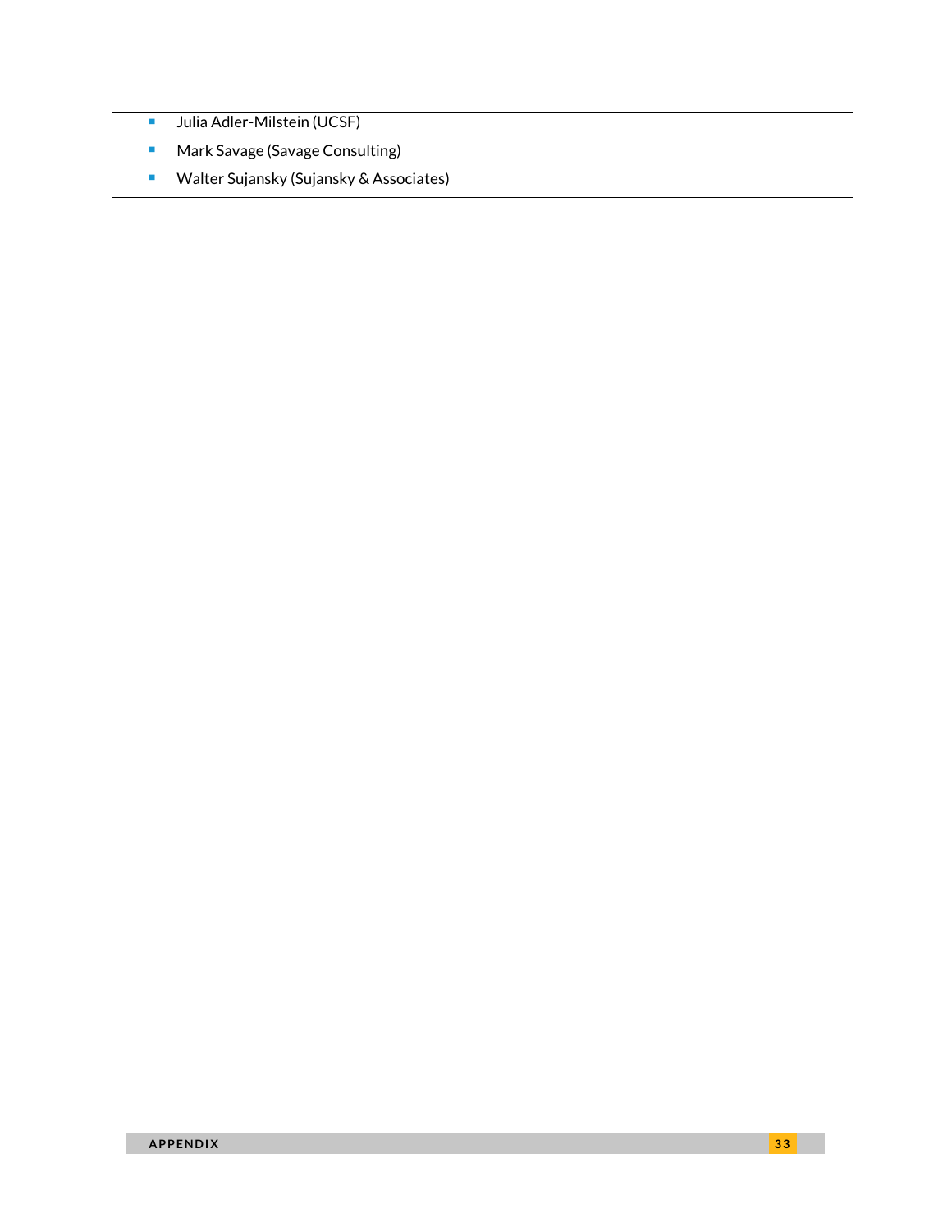- Julia Adler-Milstein (UCSF)
- Mark Savage (Savage Consulting)
- Walter Sujansky (Sujansky & Associates)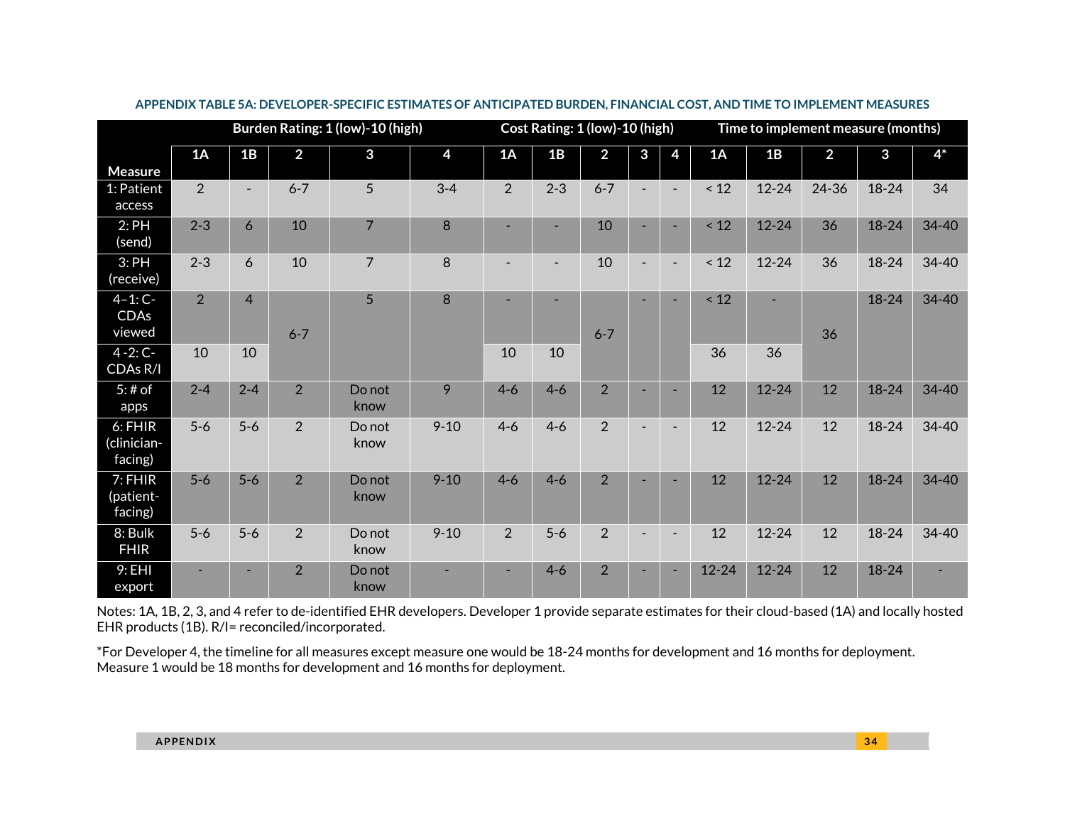**APPENDIX TABLE 5A: DEVELOPER-SPECIFIC ESTIMATES OF ANTICIPATED BURDEN, FINANCIAL COST, AND TIME TO IMPLEMENT MEASURES**

| Measure | Burden Rating: 1 (low)-10 (high) | | | | | Cost Rating: 1 (low)-10 (high) | | | | | Time to implement measure (months) | | | | |
|---|---|---|---|---|---|---|---|---|---|---|---|---|---|---|---|
| | 1A | 1B | 2 | 3 | 4 | 1A | 1B | 2 | 3 | 4 | 1A | 1B | 2 | 3 | 4* |
| 1: Patient access | 2 | - | 6-7 | 5 | 3-4 | 2 | 2-3 | 6-7 | - | - | < 12 | 12-24 | 24-36 | 18-24 | 34 |
| 2: PH (send) | 2-3 | 6 | 10 | 7 | 8 | - | - | 10 | - | - | < 12 | 12-24 | 36 | 18-24 | 34-40 |
| 3: PH (receive) | 2-3 | 6 | 10 | 7 | 8 | - | - | 10 | - | - | < 12 | 12-24 | 36 | 18-24 | 34-40 |
| 4–1: C-CDAs viewed | 2 | 4 | 6-7 | 5 | 8 | - | - | 6-7 | - | - | < 12 | - | 36 | 18-24 | 34-40 |
| 4-2: C-CDAs R/I | 10 | 10 | | | | 10 | 10 | | | | 36 | 36 | | | |
| 5: # of apps | 2-4 | 2-4 | 2 | Do not know | 9 | 4-6 | 4-6 | 2 | - | - | 12 | 12-24 | 12 | 18-24 | 34-40 |
| 6: FHIR (clinician-facing) | 5-6 | 5-6 | 2 | Do not know | 9-10 | 4-6 | 4-6 | 2 | - | - | 12 | 12-24 | 12 | 18-24 | 34-40 |
| 7: FHIR (patient-facing) | 5-6 | 5-6 | 2 | Do not know | 9-10 | 4-6 | 4-6 | 2 | - | - | 12 | 12-24 | 12 | 18-24 | 34-40 |
| 8: Bulk FHIR | 5-6 | 5-6 | 2 | Do not know | 9-10 | 2 | 5-6 | 2 | - | - | 12 | 12-24 | 12 | 18-24 | 34-40 |
| 9: EHI export | - | - | 2 | Do not know | - | - | 4-6 | 2 | - | - | 12-24 | 12-24 | 12 | 18-24 | - |

Notes: 1A, 1B, 2, 3, and 4 refer to de-identified EHR developers. Developer 1 provide separate estimates for their cloud-based (1A) and locally hosted EHR products (1B). R/I= reconciled/incorporated.

*For Developer 4, the timeline for all measures except measure one would be 18-24 months for development and 16 months for deployment. Measure 1 would be 18 months for development and 16 months for deployment.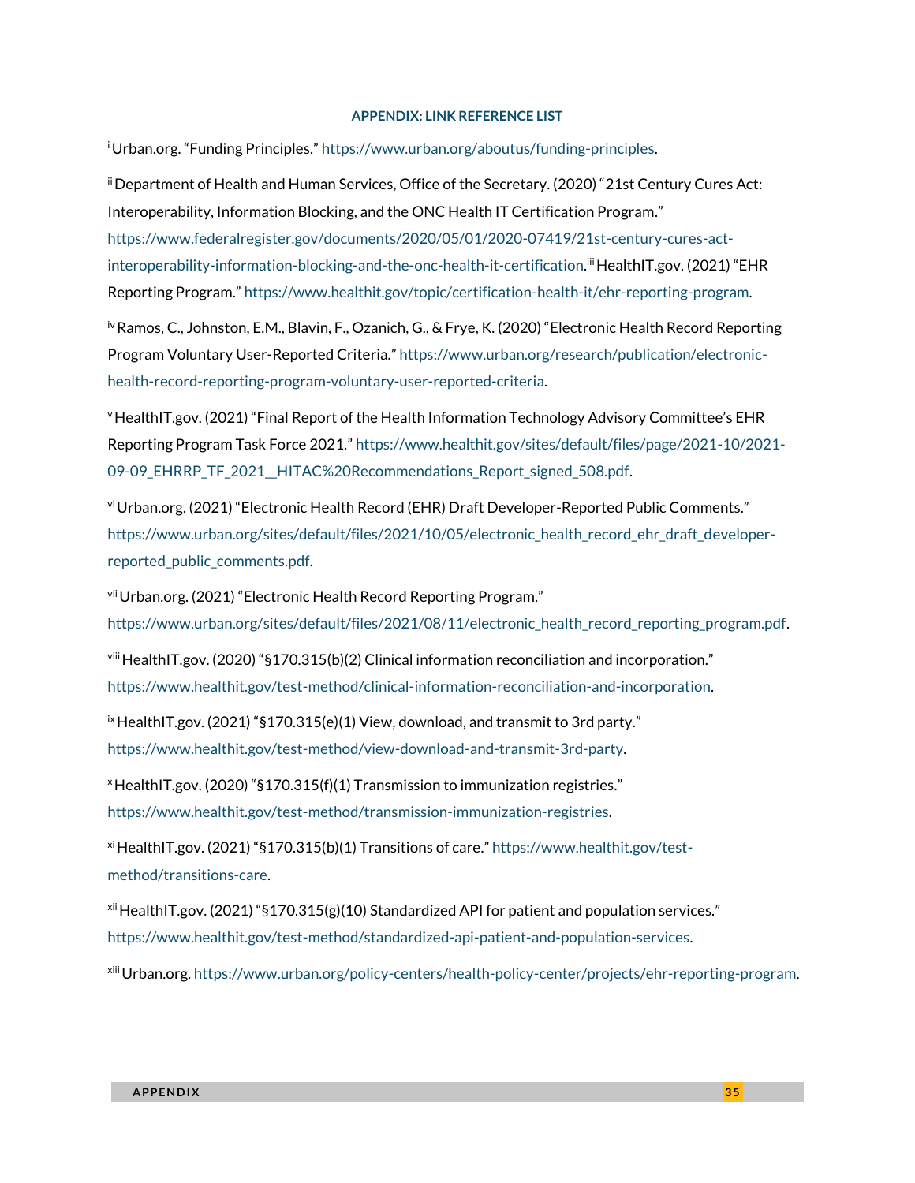**APPENDIX: LINK REFERENCE LIST**

[i] Urban.org. "Funding Principles." https://www.urban.org/aboutus/funding-principles.

[ii] Department of Health and Human Services, Office of the Secretary. (2020) "21st Century Cures Act: Interoperability, Information Blocking, and the ONC Health IT Certification Program." https://www.federalregister.gov/documents/2020/05/01/2020-07419/21st-century-cures-act-interoperability-information-blocking-and-the-onc-health-it-certification.[iii] HealthIT.gov. (2021) "EHR Reporting Program." https://www.healthit.gov/topic/certification-health-it/ehr-reporting-program.

[iv] Ramos, C., Johnston, E.M., Blavin, F., Ozanich, G., & Frye, K. (2020) "Electronic Health Record Reporting Program Voluntary User-Reported Criteria." https://www.urban.org/research/publication/electronic-health-record-reporting-program-voluntary-user-reported-criteria.

[v] HealthIT.gov. (2021) "Final Report of the Health Information Technology Advisory Committee's EHR Reporting Program Task Force 2021." https://www.healthit.gov/sites/default/files/page/2021-10/2021-09-09_EHRRP_TF_2021__HITAC%20Recommendations_Report_signed_508.pdf.

[vi] Urban.org. (2021) "Electronic Health Record (EHR) Draft Developer-Reported Public Comments." https://www.urban.org/sites/default/files/2021/10/05/electronic_health_record_ehr_draft_developer-reported_public_comments.pdf.

[vii] Urban.org. (2021) "Electronic Health Record Reporting Program." https://www.urban.org/sites/default/files/2021/08/11/electronic_health_record_reporting_program.pdf.

[viii] HealthIT.gov. (2020) "§170.315(b)(2) Clinical information reconciliation and incorporation." https://www.healthit.gov/test-method/clinical-information-reconciliation-and-incorporation.

[ix] HealthIT.gov. (2021) "§170.315(e)(1) View, download, and transmit to 3rd party." https://www.healthit.gov/test-method/view-download-and-transmit-3rd-party.

[x] HealthIT.gov. (2020) "§170.315(f)(1) Transmission to immunization registries." https://www.healthit.gov/test-method/transmission-immunization-registries.

[xi] HealthIT.gov. (2021) "§170.315(b)(1) Transitions of care." https://www.healthit.gov/test-method/transitions-care.

[xii] HealthIT.gov. (2021) "§170.315(g)(10) Standardized API for patient and population services." https://www.healthit.gov/test-method/standardized-api-patient-and-population-services.

[xiii] Urban.org. https://www.urban.org/policy-centers/health-policy-center/projects/ehr-reporting-program.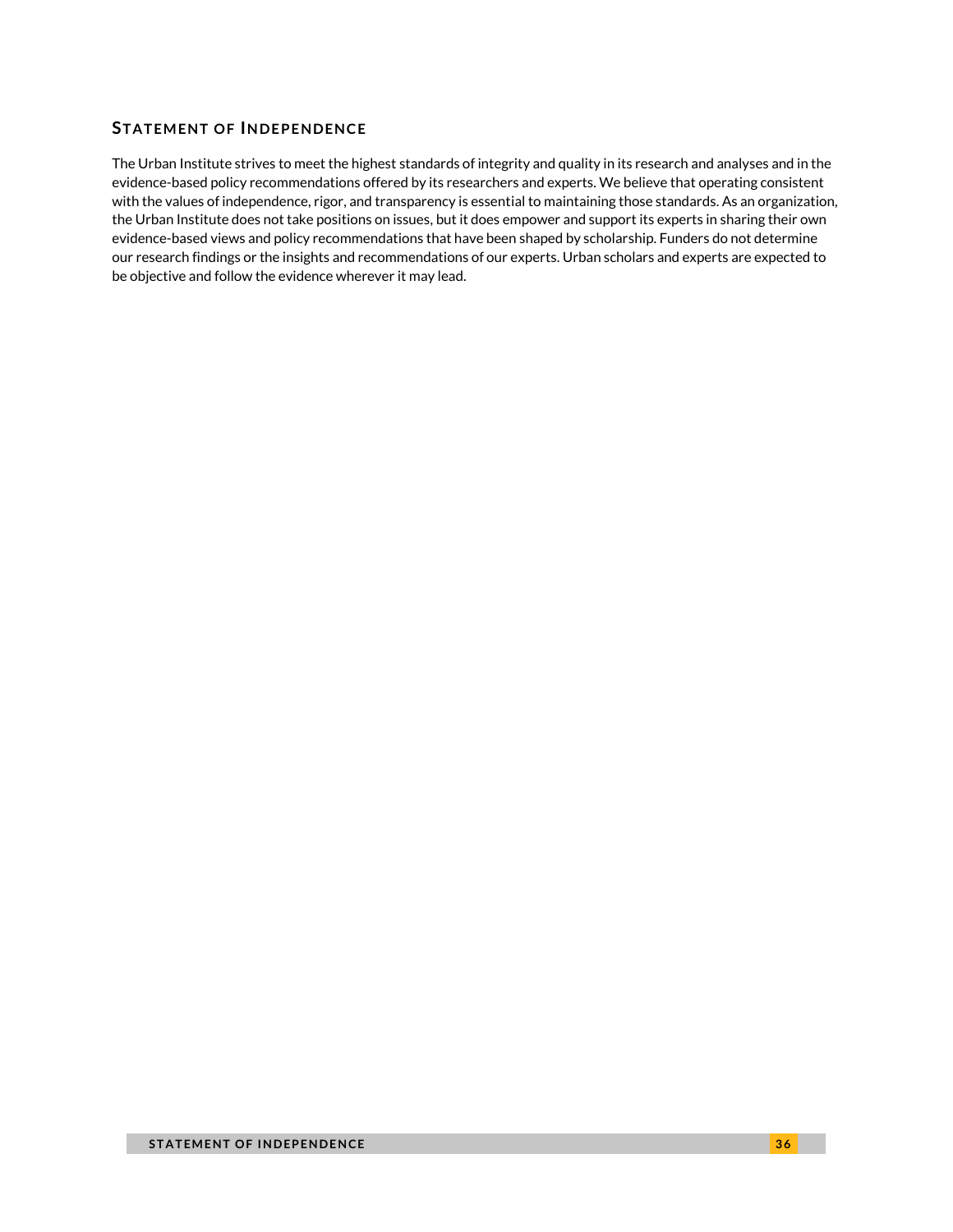## Statement of Independence

The Urban Institute strives to meet the highest standards of integrity and quality in its research and analyses and in the evidence-based policy recommendations offered by its researchers and experts. We believe that operating consistent with the values of independence, rigor, and transparency is essential to maintaining those standards. As an organization, the Urban Institute does not take positions on issues, but it does empower and support its experts in sharing their own evidence-based views and policy recommendations that have been shaped by scholarship. Funders do not determine our research findings or the insights and recommendations of our experts. Urban scholars and experts are expected to be objective and follow the evidence wherever it may lead.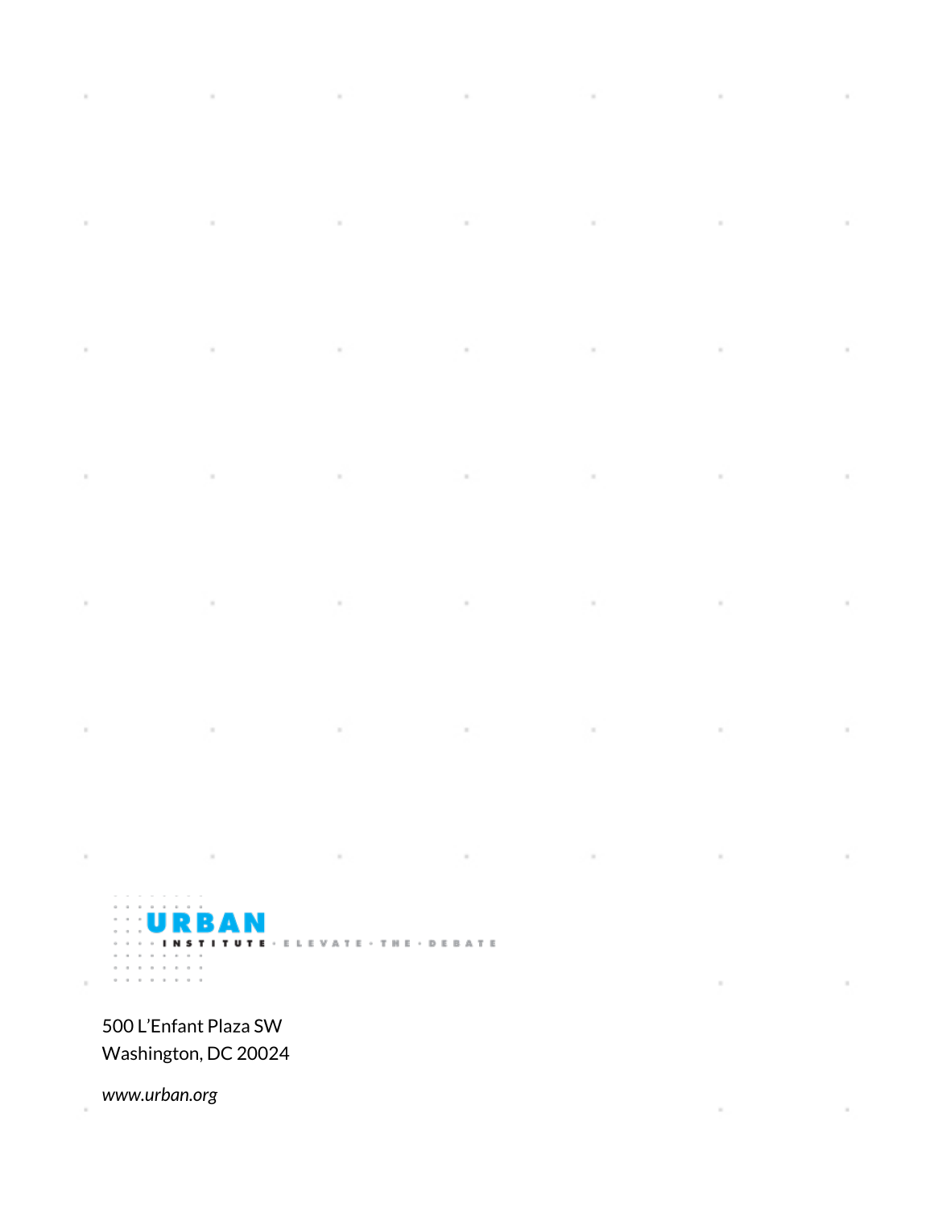URBAN INSTITUTE · ELEVATE · THE · DEBATE

500 L'Enfant Plaza SW
Washington, DC 20024

*www.urban.org*